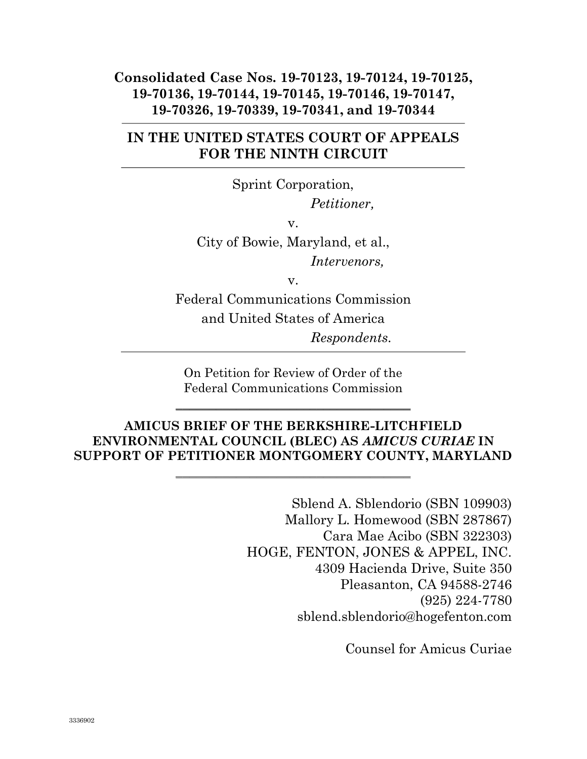**Consolidated Case Nos. 19-70123, 19-70124, 19-70125, 19-70136, 19-70144, 19-70145, 19-70146, 19-70147, 19-70326, 19-70339, 19-70341, and 19-70344**

---

**IN THE UNITED STATES COURT OF APPEALS FOR THE NINTH CIRCUIT**

---

Sprint Corporation,

*Petitioner,*

v.

City of Bowie, Maryland, et al.,

*Intervenors,*

v.

Federal Communications Commission and United States of America

*Respondents.*

---

On Petition for Review of Order of the Federal Communications Commission

---

**AMICUS BRIEF OF THE BERKSHIRE-LITCHFIELD ENVIRONMENTAL COUNCIL (BLEC) AS *AMICUS CURIAE* IN SUPPORT OF PETITIONER MONTGOMERY COUNTY, MARYLAND**

---

Sblend A. Sblendorio (SBN 109903)
Mallory L. Homewood (SBN 287867)
Cara Mae Acibo (SBN 322303)
HOGE, FENTON, JONES & APPEL, INC.
4309 Hacienda Drive, Suite 350
Pleasanton, CA 94588-2746
(925) 224-7780
sblend.sblendorio@hogefenton.com

Counsel for Amicus Curiae

3336902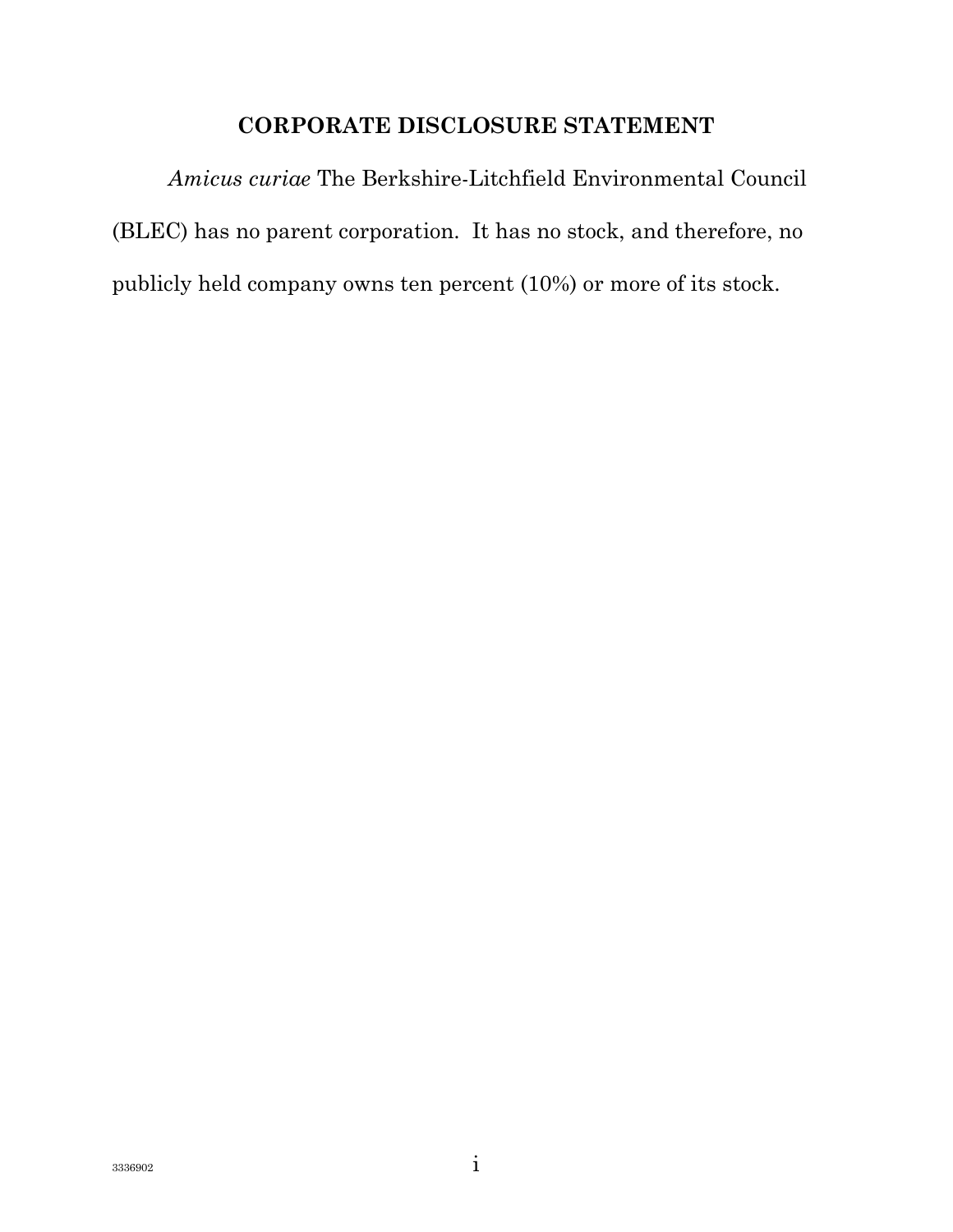## CORPORATE DISCLOSURE STATEMENT

*Amicus curiae* The Berkshire-Litchfield Environmental Council (BLEC) has no parent corporation. It has no stock, and therefore, no publicly held company owns ten percent (10%) or more of its stock.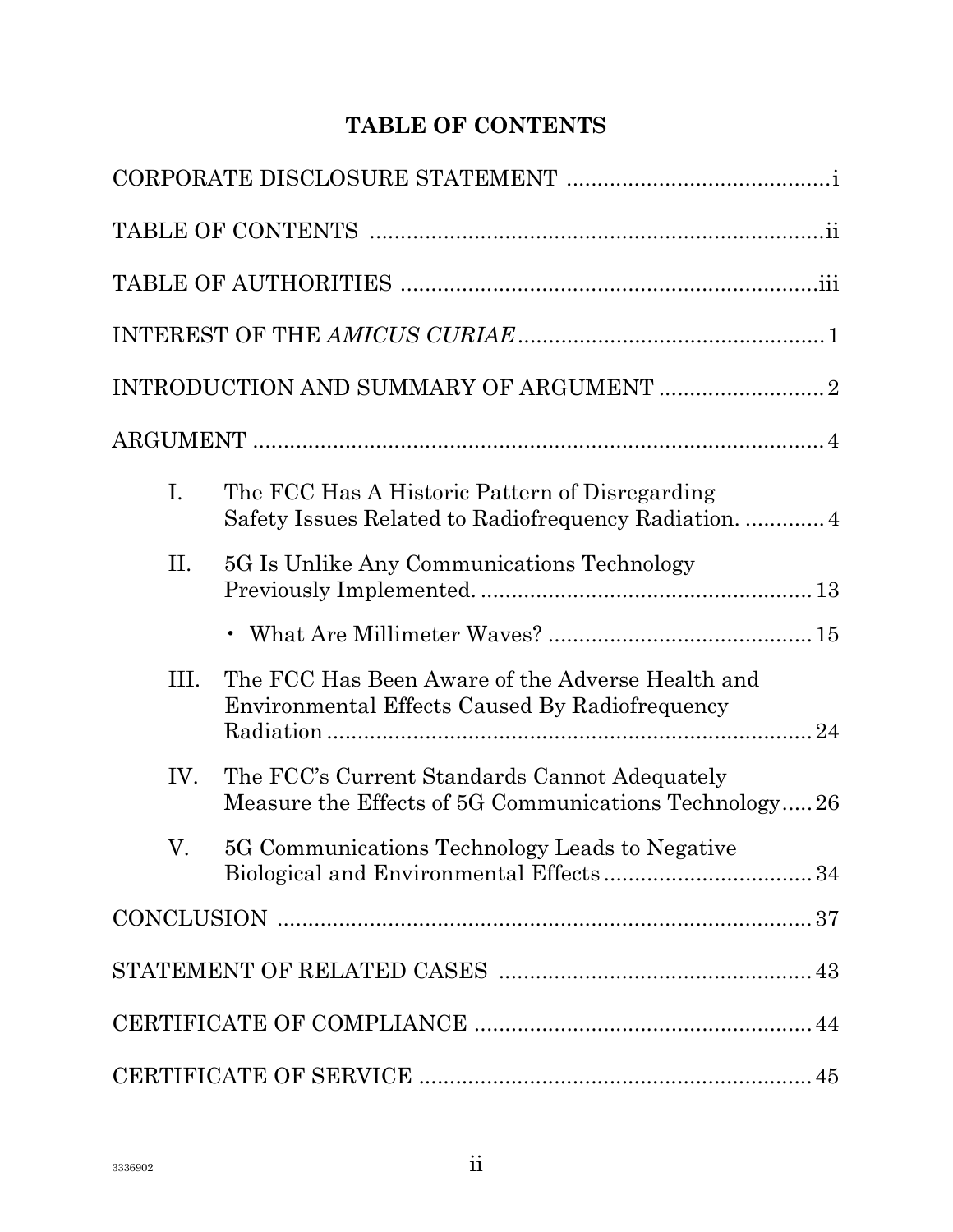# TABLE OF CONTENTS

CORPORATE DISCLOSURE STATEMENT ............................................i

TABLE OF CONTENTS ..........................................................................ii

TABLE OF AUTHORITIES ....................................................................iii

INTEREST OF THE *AMICUS CURIAE* .................................................. 1

INTRODUCTION AND SUMMARY OF ARGUMENT ........................... 2

ARGUMENT ............................................................................................ 4

- I. The FCC Has A Historic Pattern of Disregarding Safety Issues Related to Radiofrequency Radiation. ............. 4
- II. 5G Is Unlike Any Communications Technology Previously Implemented. ...................................................... 13
  - What Are Millimeter Waves? ........................................... 15
- III. The FCC Has Been Aware of the Adverse Health and Environmental Effects Caused By Radiofrequency Radiation .............................................................................. 24
- IV. The FCC's Current Standards Cannot Adequately Measure the Effects of 5G Communications Technology..... 26
- V. 5G Communications Technology Leads to Negative Biological and Environmental Effects .................................. 34

CONCLUSION ........................................................................................ 37

STATEMENT OF RELATED CASES ................................................... 43

CERTIFICATE OF COMPLIANCE ....................................................... 44

CERTIFICATE OF SERVICE ................................................................ 45

3336902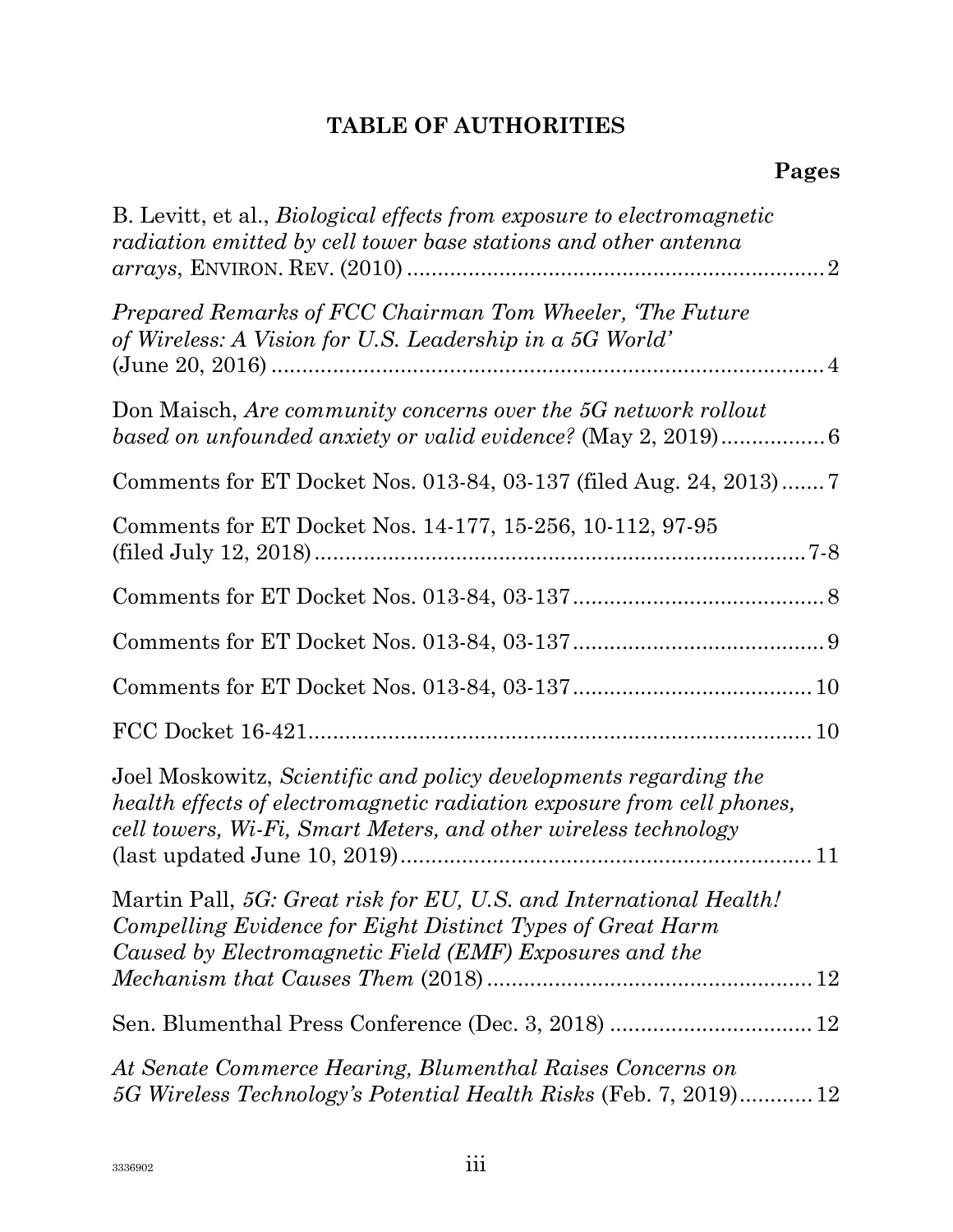# TABLE OF AUTHORITIES

**Pages**

B. Levitt, et al., *Biological effects from exposure to electromagnetic radiation emitted by cell tower base stations and other antenna arrays*, ENVIRON. REV. (2010) .................................................................... 2

*Prepared Remarks of FCC Chairman Tom Wheeler, 'The Future of Wireless: A Vision for U.S. Leadership in a 5G World'* (June 20, 2016) ........................................................................................ 4

Don Maisch, *Are community concerns over the 5G network rollout based on unfounded anxiety or valid evidence?* (May 2, 2019)................ 6

Comments for ET Docket Nos. 013-84, 03-137 (filed Aug. 24, 2013) ....... 7

Comments for ET Docket Nos. 14-177, 15-256, 10-112, 97-95 (filed July 12, 2018)............................................................................. 7-8

Comments for ET Docket Nos. 013-84, 03-137......................................... 8

Comments for ET Docket Nos. 013-84, 03-137......................................... 9

Comments for ET Docket Nos. 013-84, 03-137....................................... 10

FCC Docket 16-421.................................................................................. 10

Joel Moskowitz, *Scientific and policy developments regarding the health effects of electromagnetic radiation exposure from cell phones, cell towers, Wi-Fi, Smart Meters, and other wireless technology* (last updated June 10, 2019).................................................................. 11

Martin Pall, *5G: Great risk for EU, U.S. and International Health! Compelling Evidence for Eight Distinct Types of Great Harm Caused by Electromagnetic Field (EMF) Exposures and the Mechanism that Causes Them* (2018) .................................................... 12

Sen. Blumenthal Press Conference (Dec. 3, 2018) ................................ 12

*At Senate Commerce Hearing, Blumenthal Raises Concerns on 5G Wireless Technology's Potential Health Risks* (Feb. 7, 2019)............ 12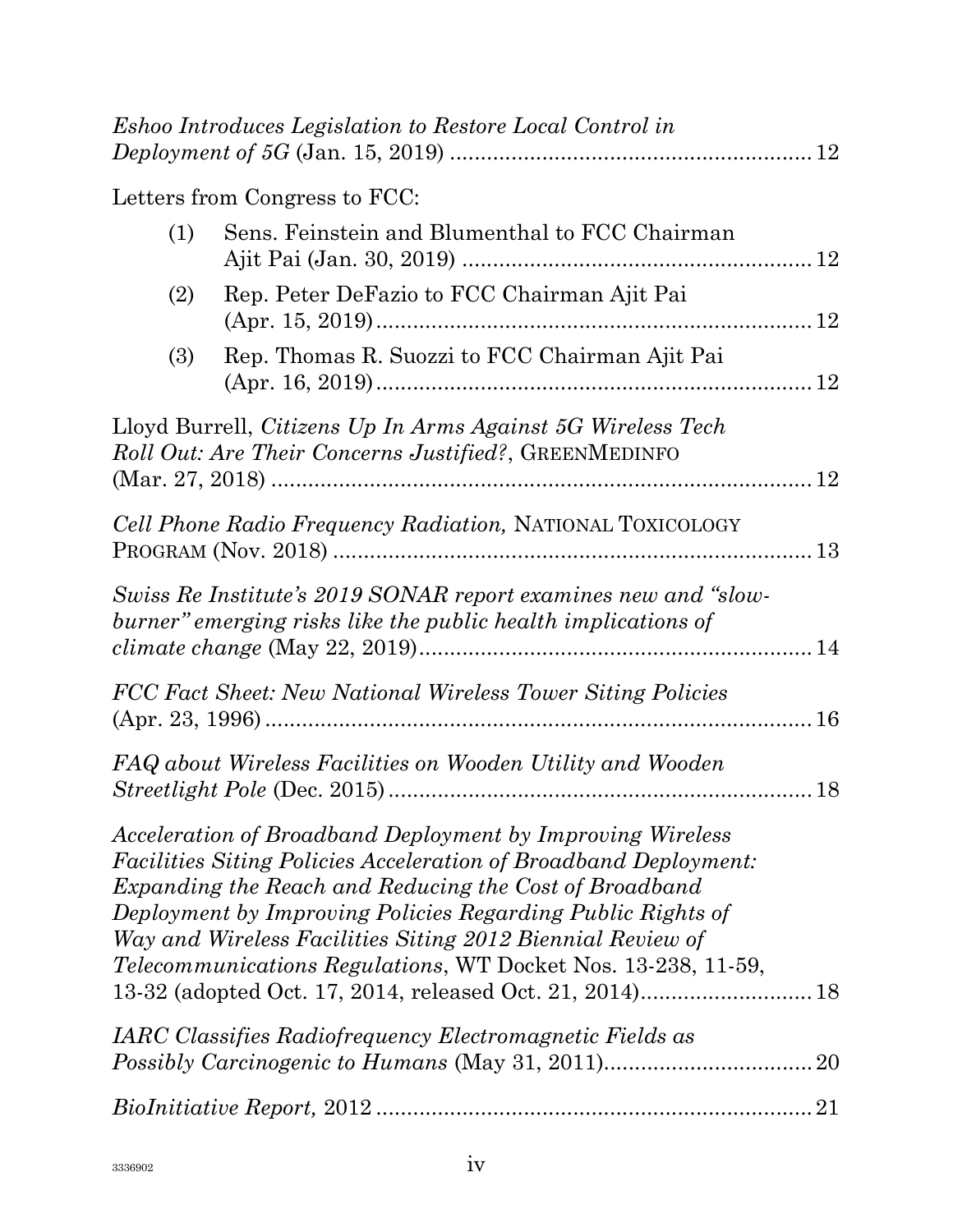*Eshoo Introduces Legislation to Restore Local Control in Deployment of 5G* (Jan. 15, 2019) .......................................................... 12

Letters from Congress to FCC:

(1) Sens. Feinstein and Blumenthal to FCC Chairman Ajit Pai (Jan. 30, 2019) ......................................................... 12

(2) Rep. Peter DeFazio to FCC Chairman Ajit Pai (Apr. 15, 2019) ....................................................................... 12

(3) Rep. Thomas R. Suozzi to FCC Chairman Ajit Pai (Apr. 16, 2019) ....................................................................... 12

Lloyd Burrell, *Citizens Up In Arms Against 5G Wireless Tech Roll Out: Are Their Concerns Justified?*, GREENMEDINFO (Mar. 27, 2018) ......................................................................................... 12

*Cell Phone Radio Frequency Radiation,* NATIONAL TOXICOLOGY PROGRAM (Nov. 2018) ............................................................................... 13

*Swiss Re Institute's 2019 SONAR report examines new and "slow-burner" emerging risks like the public health implications of climate change* (May 22, 2019) ................................................................ 14

*FCC Fact Sheet: New National Wireless Tower Siting Policies* (Apr. 23, 1996) .......................................................................................... 16

*FAQ about Wireless Facilities on Wooden Utility and Wooden Streetlight Pole* (Dec. 2015) ..................................................................... 18

*Acceleration of Broadband Deployment by Improving Wireless Facilities Siting Policies Acceleration of Broadband Deployment: Expanding the Reach and Reducing the Cost of Broadband Deployment by Improving Policies Regarding Public Rights of Way and Wireless Facilities Siting 2012 Biennial Review of Telecommunications Regulations*, WT Docket Nos. 13-238, 11-59, 13-32 (adopted Oct. 17, 2014, released Oct. 21, 2014) ............................ 18

*IARC Classifies Radiofrequency Electromagnetic Fields as Possibly Carcinogenic to Humans* (May 31, 2011) .................................. 20

*BioInitiative Report,* 2012 ........................................................................ 21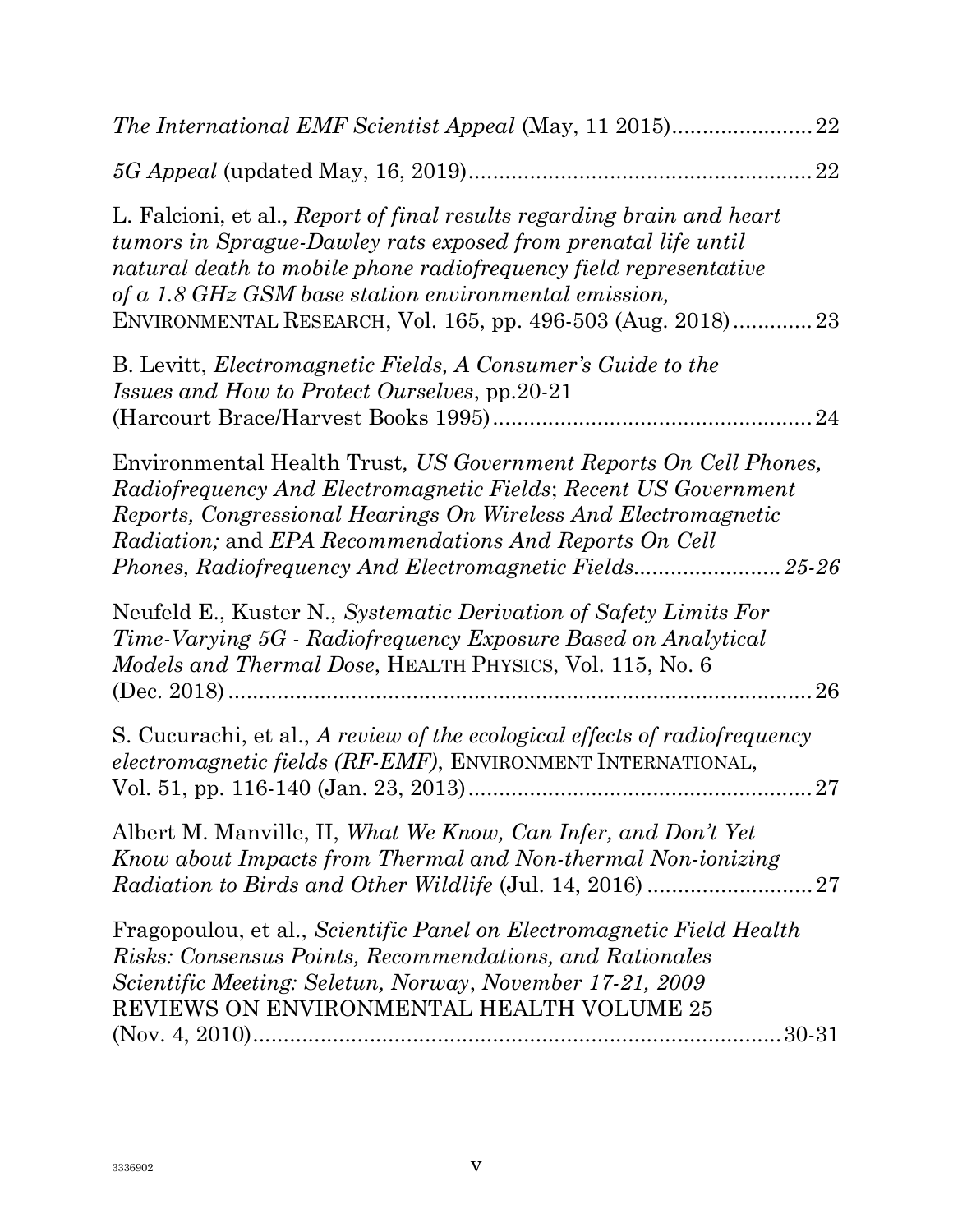*The International EMF Scientist Appeal* (May, 11 2015)....................... 22

*5G Appeal* (updated May, 16, 2019)........................................................ 22

L. Falcioni, et al., *Report of final results regarding brain and heart tumors in Sprague-Dawley rats exposed from prenatal life until natural death to mobile phone radiofrequency field representative of a 1.8 GHz GSM base station environmental emission,* ENVIRONMENTAL RESEARCH, Vol. 165, pp. 496-503 (Aug. 2018)............. 23

B. Levitt, *Electromagnetic Fields, A Consumer's Guide to the Issues and How to Protect Ourselves*, pp.20-21 (Harcourt Brace/Harvest Books 1995).................................................... 24

Environmental Health Trust*, US Government Reports On Cell Phones, Radiofrequency And Electromagnetic Fields*; *Recent US Government Reports, Congressional Hearings On Wireless And Electromagnetic Radiation;* and *EPA Recommendations And Reports On Cell Phones, Radiofrequency And Electromagnetic Fields........................ 25-26*

Neufeld E., Kuster N., *Systematic Derivation of Safety Limits For Time-Varying 5G - Radiofrequency Exposure Based on Analytical Models and Thermal Dose*, HEALTH PHYSICS, Vol. 115, No. 6 (Dec. 2018)............................................................................................. 26

S. Cucurachi, et al., *A review of the ecological effects of radiofrequency electromagnetic fields (RF-EMF)*, ENVIRONMENT INTERNATIONAL, Vol. 51, pp. 116-140 (Jan. 23, 2013)........................................................ 27

Albert M. Manville, II, *What We Know, Can Infer, and Don't Yet Know about Impacts from Thermal and Non-thermal Non-ionizing Radiation to Birds and Other Wildlife* (Jul. 14, 2016) ........................... 27

Fragopoulou, et al., *Scientific Panel on Electromagnetic Field Health Risks: Consensus Points, Recommendations, and Rationales Scientific Meeting: Seletun, Norway*, *November 17-21, 2009* REVIEWS ON ENVIRONMENTAL HEALTH VOLUME 25 (Nov. 4, 2010)..................................................................................... 30-31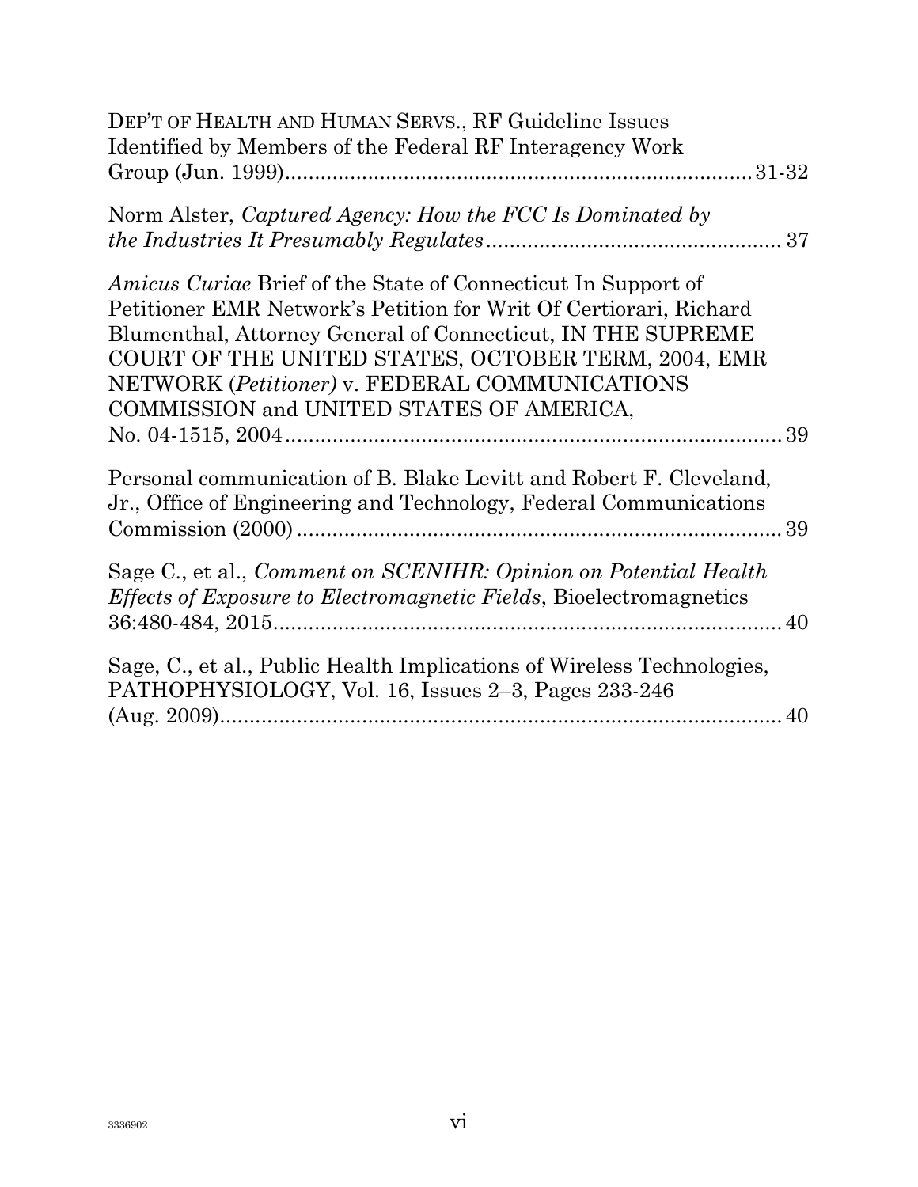DEP'T OF HEALTH AND HUMAN SERVS., RF Guideline Issues Identified by Members of the Federal RF Interagency Work Group (Jun. 1999)....................31-32

Norm Alster, *Captured Agency: How the FCC Is Dominated by the Industries It Presumably Regulates*.................... 37

*Amicus Curiae* Brief of the State of Connecticut In Support of Petitioner EMR Network's Petition for Writ Of Certiorari, Richard Blumenthal, Attorney General of Connecticut, IN THE SUPREME COURT OF THE UNITED STATES, OCTOBER TERM, 2004, EMR NETWORK (*Petitioner*) v. FEDERAL COMMUNICATIONS COMMISSION and UNITED STATES OF AMERICA, No. 04-1515, 2004.................... 39

Personal communication of B. Blake Levitt and Robert F. Cleveland, Jr., Office of Engineering and Technology, Federal Communications Commission (2000).................... 39

Sage C., et al., *Comment on SCENIHR: Opinion on Potential Health Effects of Exposure to Electromagnetic Fields*, Bioelectromagnetics 36:480-484, 2015.................... 40

Sage, C., et al., Public Health Implications of Wireless Technologies, PATHOPHYSIOLOGY, Vol. 16, Issues 2–3, Pages 233-246 (Aug. 2009).................... 40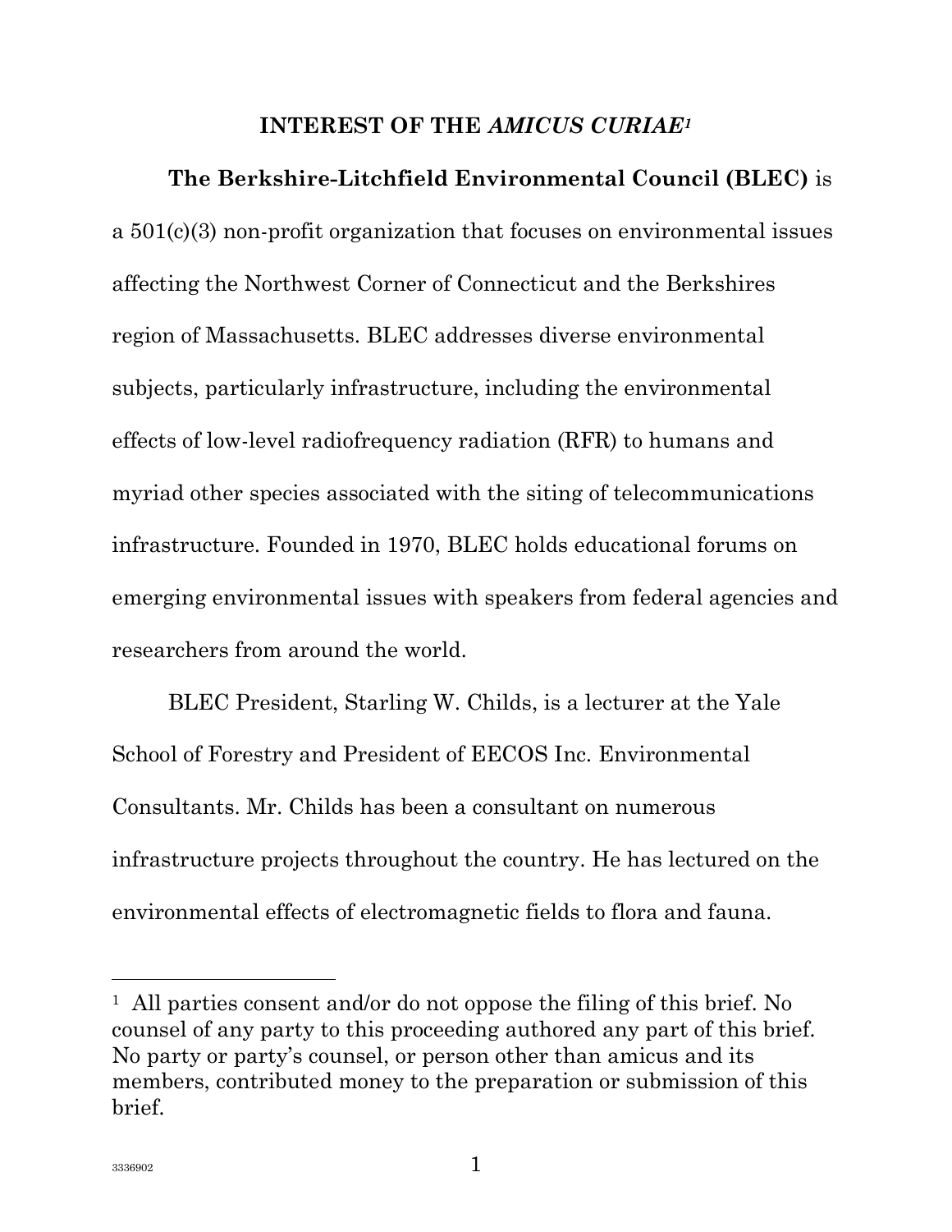## INTEREST OF THE *AMICUS CURIAE*[1]

**The Berkshire-Litchfield Environmental Council (BLEC)** is a 501(c)(3) non-profit organization that focuses on environmental issues affecting the Northwest Corner of Connecticut and the Berkshires region of Massachusetts. BLEC addresses diverse environmental subjects, particularly infrastructure, including the environmental effects of low-level radiofrequency radiation (RFR) to humans and myriad other species associated with the siting of telecommunications infrastructure. Founded in 1970, BLEC holds educational forums on emerging environmental issues with speakers from federal agencies and researchers from around the world.

BLEC President, Starling W. Childs, is a lecturer at the Yale School of Forestry and President of EECOS Inc. Environmental Consultants. Mr. Childs has been a consultant on numerous infrastructure projects throughout the country. He has lectured on the environmental effects of electromagnetic fields to flora and fauna.

---

[1] All parties consent and/or do not oppose the filing of this brief. No counsel of any party to this proceeding authored any part of this brief. No party or party's counsel, or person other than amicus and its members, contributed money to the preparation or submission of this brief.

3336902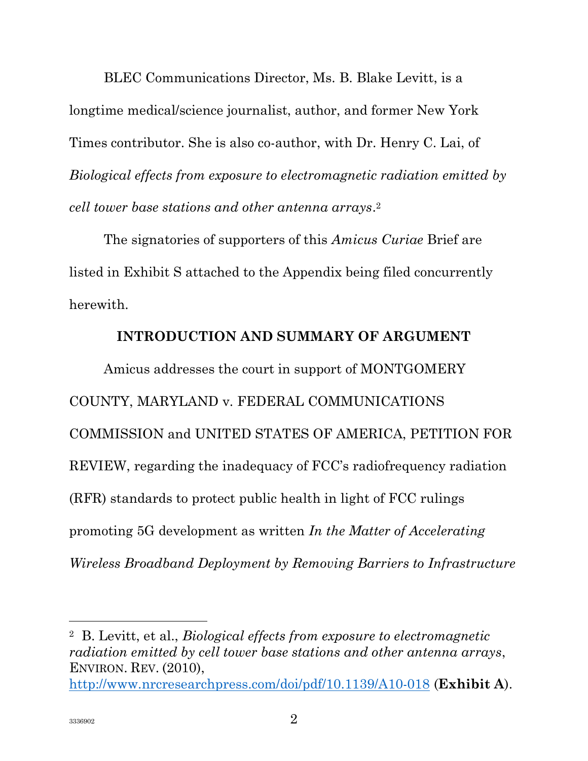BLEC Communications Director, Ms. B. Blake Levitt, is a longtime medical/science journalist, author, and former New York Times contributor. She is also co-author, with Dr. Henry C. Lai, of *Biological effects from exposure to electromagnetic radiation emitted by cell tower base stations and other antenna arrays*.[2]

The signatories of supporters of this *Amicus Curiae* Brief are listed in Exhibit S attached to the Appendix being filed concurrently herewith.

## INTRODUCTION AND SUMMARY OF ARGUMENT

Amicus addresses the court in support of MONTGOMERY COUNTY, MARYLAND v. FEDERAL COMMUNICATIONS COMMISSION and UNITED STATES OF AMERICA, PETITION FOR REVIEW, regarding the inadequacy of FCC's radiofrequency radiation (RFR) standards to protect public health in light of FCC rulings promoting 5G development as written *In the Matter of Accelerating Wireless Broadband Deployment by Removing Barriers to Infrastructure*

---

[2] B. Levitt, et al., *Biological effects from exposure to electromagnetic radiation emitted by cell tower base stations and other antenna arrays*, ENVIRON. REV. (2010), http://www.nrcresearchpress.com/doi/pdf/10.1139/A10-018 (**Exhibit A**).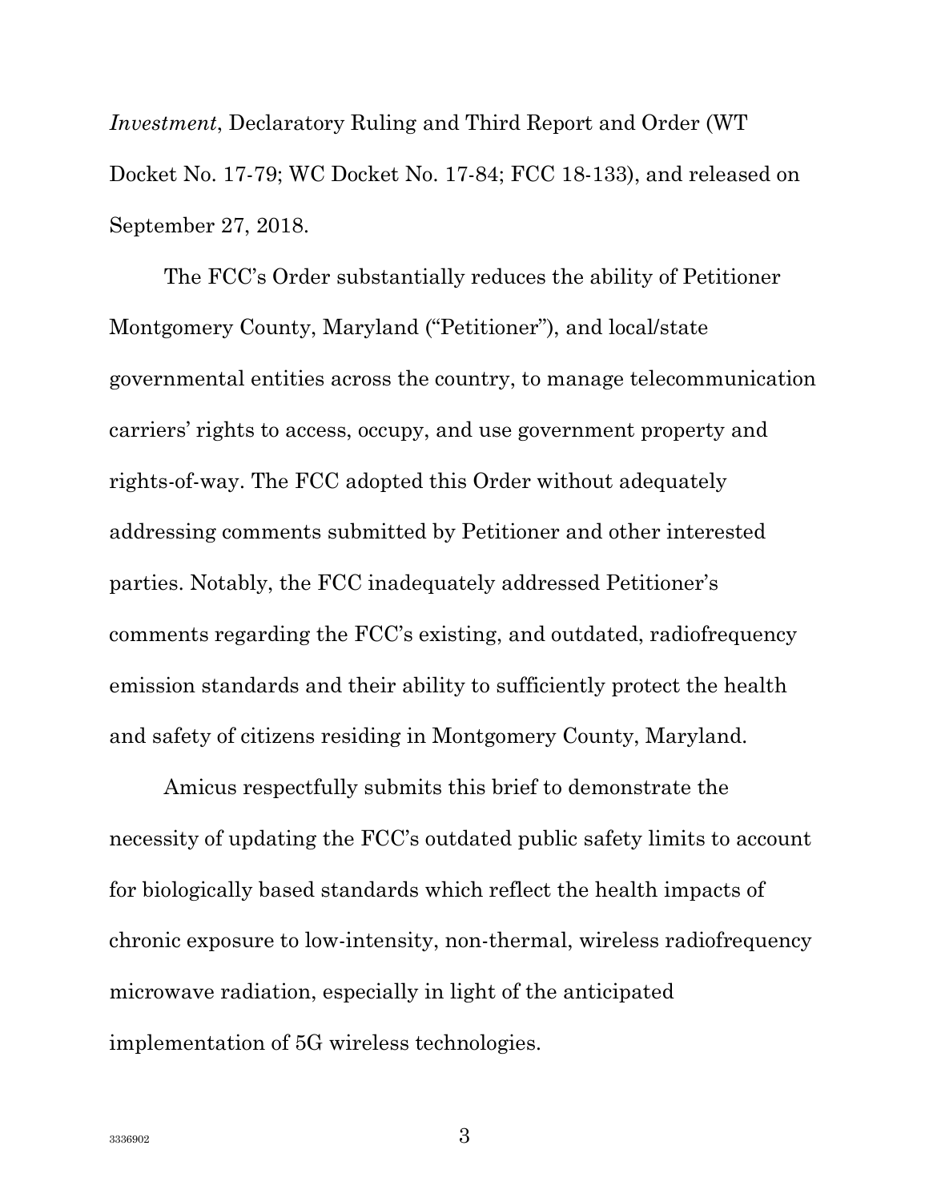*Investment*, Declaratory Ruling and Third Report and Order (WT Docket No. 17-79; WC Docket No. 17-84; FCC 18-133), and released on September 27, 2018.

The FCC's Order substantially reduces the ability of Petitioner Montgomery County, Maryland ("Petitioner"), and local/state governmental entities across the country, to manage telecommunication carriers' rights to access, occupy, and use government property and rights-of-way. The FCC adopted this Order without adequately addressing comments submitted by Petitioner and other interested parties. Notably, the FCC inadequately addressed Petitioner's comments regarding the FCC's existing, and outdated, radiofrequency emission standards and their ability to sufficiently protect the health and safety of citizens residing in Montgomery County, Maryland.

Amicus respectfully submits this brief to demonstrate the necessity of updating the FCC's outdated public safety limits to account for biologically based standards which reflect the health impacts of chronic exposure to low-intensity, non-thermal, wireless radiofrequency microwave radiation, especially in light of the anticipated implementation of 5G wireless technologies.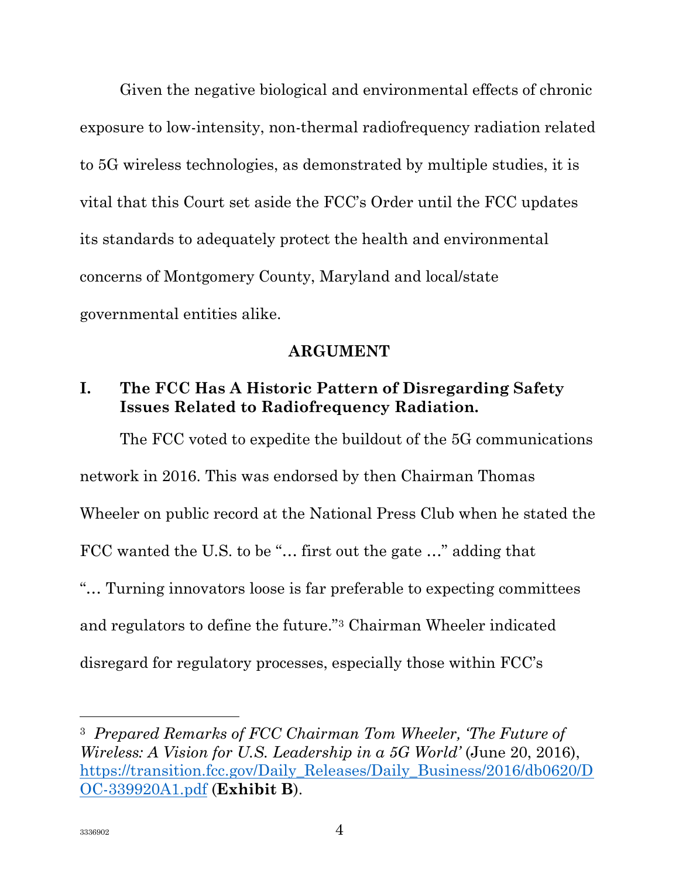Given the negative biological and environmental effects of chronic exposure to low-intensity, non-thermal radiofrequency radiation related to 5G wireless technologies, as demonstrated by multiple studies, it is vital that this Court set aside the FCC's Order until the FCC updates its standards to adequately protect the health and environmental concerns of Montgomery County, Maryland and local/state governmental entities alike.

## ARGUMENT

### I. The FCC Has A Historic Pattern of Disregarding Safety Issues Related to Radiofrequency Radiation.

The FCC voted to expedite the buildout of the 5G communications network in 2016. This was endorsed by then Chairman Thomas Wheeler on public record at the National Press Club when he stated the FCC wanted the U.S. to be "… first out the gate …" adding that "… Turning innovators loose is far preferable to expecting committees and regulators to define the future."[3] Chairman Wheeler indicated disregard for regulatory processes, especially those within FCC's

---

[3] *Prepared Remarks of FCC Chairman Tom Wheeler, 'The Future of Wireless: A Vision for U.S. Leadership in a 5G World'* (June 20, 2016), https://transition.fcc.gov/Daily_Releases/Daily_Business/2016/db0620/DOC-339920A1.pdf (**Exhibit B**).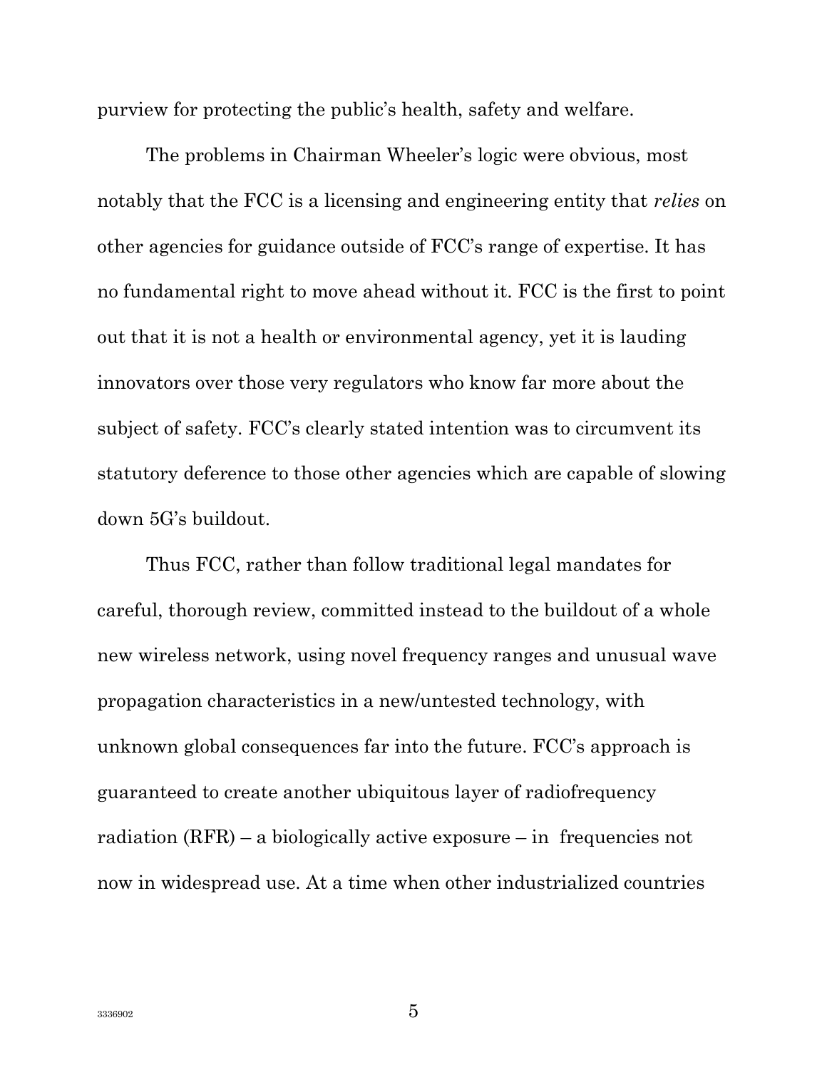purview for protecting the public's health, safety and welfare.

The problems in Chairman Wheeler's logic were obvious, most notably that the FCC is a licensing and engineering entity that *relies* on other agencies for guidance outside of FCC's range of expertise. It has no fundamental right to move ahead without it. FCC is the first to point out that it is not a health or environmental agency, yet it is lauding innovators over those very regulators who know far more about the subject of safety. FCC's clearly stated intention was to circumvent its statutory deference to those other agencies which are capable of slowing down 5G's buildout.

Thus FCC, rather than follow traditional legal mandates for careful, thorough review, committed instead to the buildout of a whole new wireless network, using novel frequency ranges and unusual wave propagation characteristics in a new/untested technology, with unknown global consequences far into the future. FCC's approach is guaranteed to create another ubiquitous layer of radiofrequency radiation (RFR) – a biologically active exposure – in frequencies not now in widespread use. At a time when other industrialized countries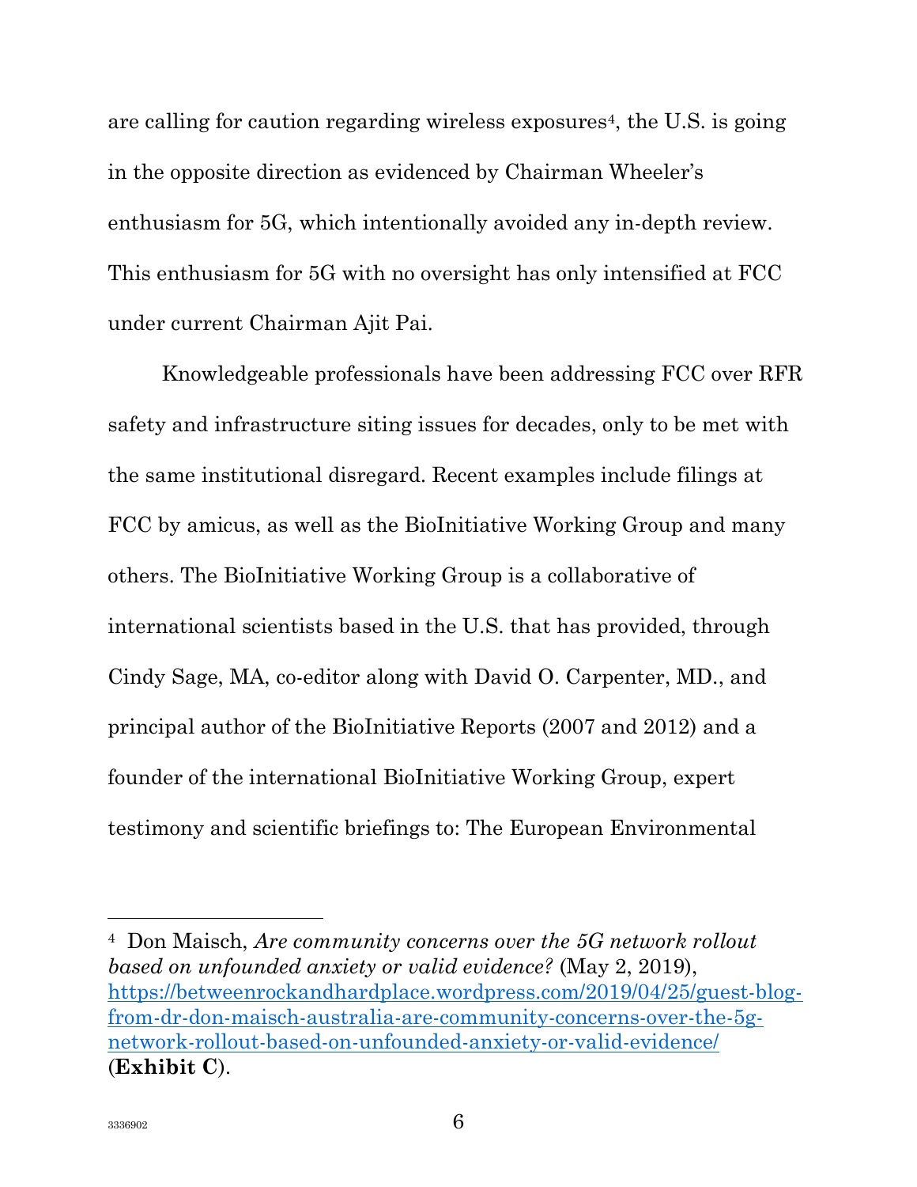are calling for caution regarding wireless exposures[4], the U.S. is going in the opposite direction as evidenced by Chairman Wheeler's enthusiasm for 5G, which intentionally avoided any in-depth review. This enthusiasm for 5G with no oversight has only intensified at FCC under current Chairman Ajit Pai.

Knowledgeable professionals have been addressing FCC over RFR safety and infrastructure siting issues for decades, only to be met with the same institutional disregard. Recent examples include filings at FCC by amicus, as well as the BioInitiative Working Group and many others. The BioInitiative Working Group is a collaborative of international scientists based in the U.S. that has provided, through Cindy Sage, MA, co-editor along with David O. Carpenter, MD., and principal author of the BioInitiative Reports (2007 and 2012) and a founder of the international BioInitiative Working Group, expert testimony and scientific briefings to: The European Environmental

---

[4] Don Maisch, *Are community concerns over the 5G network rollout based on unfounded anxiety or valid evidence?* (May 2, 2019), https://betweenrockandhardplace.wordpress.com/2019/04/25/guest-blog-from-dr-don-maisch-australia-are-community-concerns-over-the-5g-network-rollout-based-on-unfounded-anxiety-or-valid-evidence/ (**Exhibit C**).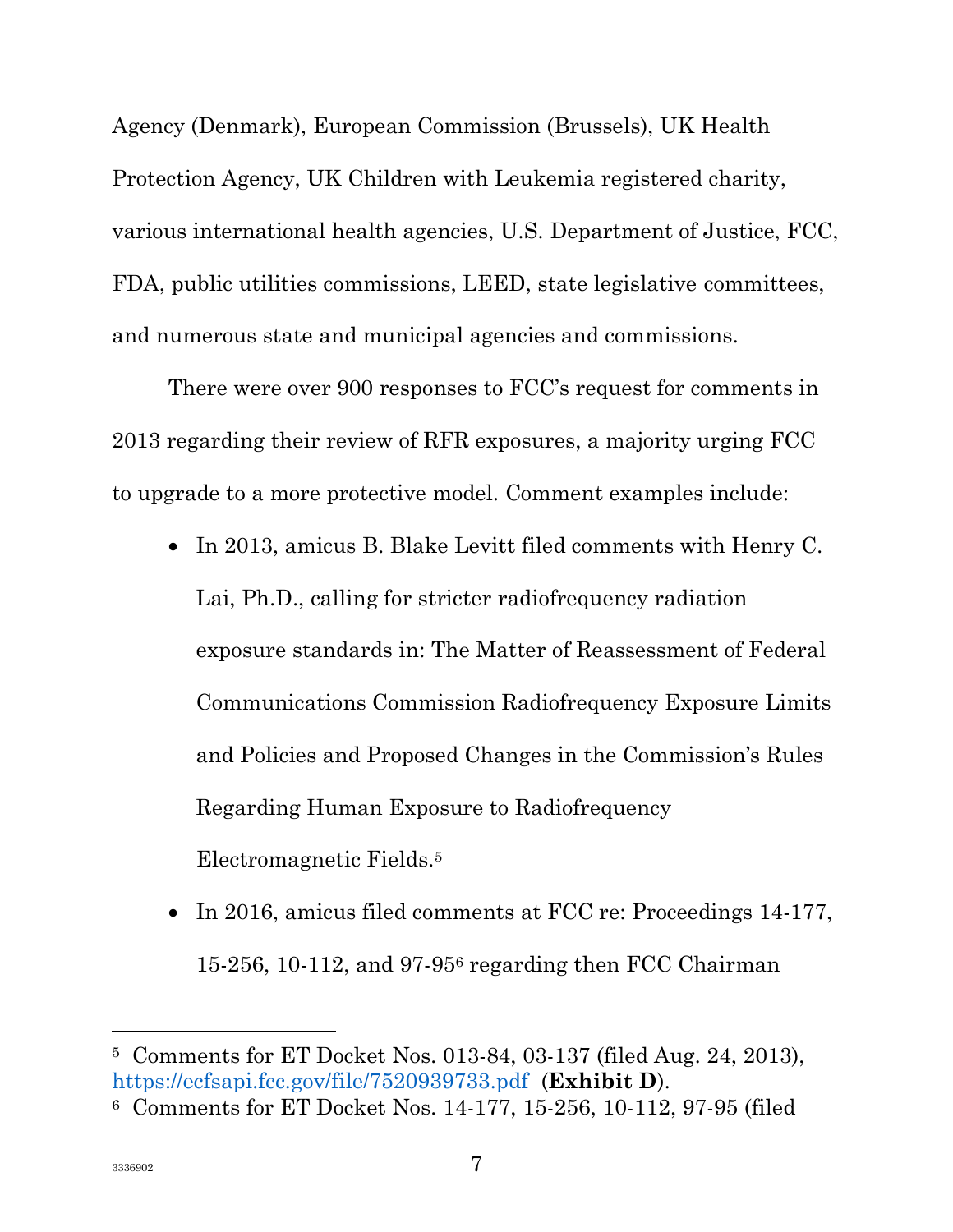Agency (Denmark), European Commission (Brussels), UK Health Protection Agency, UK Children with Leukemia registered charity, various international health agencies, U.S. Department of Justice, FCC, FDA, public utilities commissions, LEED, state legislative committees, and numerous state and municipal agencies and commissions.

There were over 900 responses to FCC's request for comments in 2013 regarding their review of RFR exposures, a majority urging FCC to upgrade to a more protective model. Comment examples include:

- In 2013, amicus B. Blake Levitt filed comments with Henry C. Lai, Ph.D., calling for stricter radiofrequency radiation exposure standards in: The Matter of Reassessment of Federal Communications Commission Radiofrequency Exposure Limits and Policies and Proposed Changes in the Commission's Rules Regarding Human Exposure to Radiofrequency Electromagnetic Fields.[5]
- In 2016, amicus filed comments at FCC re: Proceedings 14-177, 15-256, 10-112, and 97-95[6] regarding then FCC Chairman

---

[5] Comments for ET Docket Nos. 013-84, 03-137 (filed Aug. 24, 2013), https://ecfsapi.fcc.gov/file/7520939733.pdf (**Exhibit D**).

[6] Comments for ET Docket Nos. 14-177, 15-256, 10-112, 97-95 (filed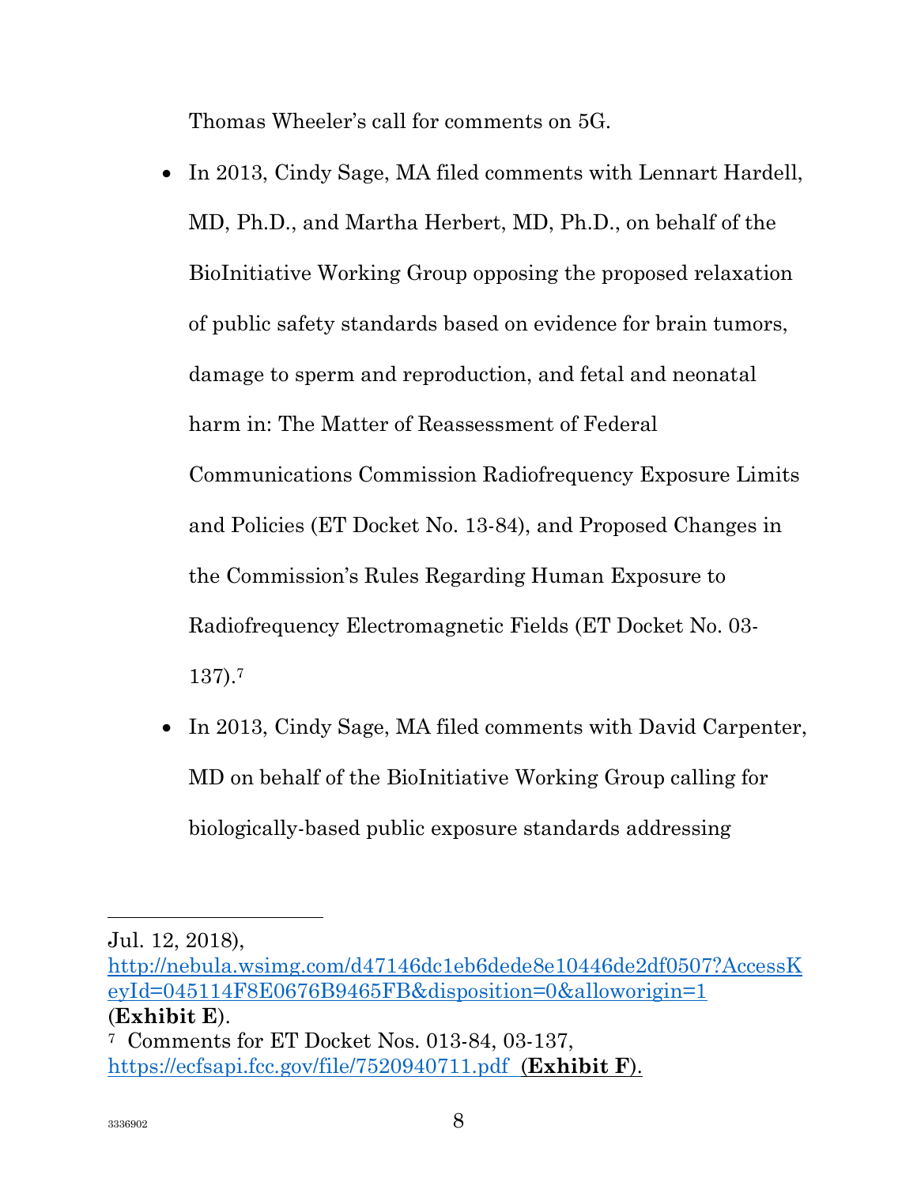Thomas Wheeler's call for comments on 5G.

- In 2013, Cindy Sage, MA filed comments with Lennart Hardell, MD, Ph.D., and Martha Herbert, MD, Ph.D., on behalf of the BioInitiative Working Group opposing the proposed relaxation of public safety standards based on evidence for brain tumors, damage to sperm and reproduction, and fetal and neonatal harm in: The Matter of Reassessment of Federal Communications Commission Radiofrequency Exposure Limits and Policies (ET Docket No. 13-84), and Proposed Changes in the Commission's Rules Regarding Human Exposure to Radiofrequency Electromagnetic Fields (ET Docket No. 03-137).[7]
- In 2013, Cindy Sage, MA filed comments with David Carpenter, MD on behalf of the BioInitiative Working Group calling for biologically-based public exposure standards addressing

---

Jul. 12, 2018), http://nebula.wsimg.com/d47146dc1eb6dede8e10446de2df0507?AccessKeyId=045114F8E0676B9465FB&disposition=0&alloworigin=1 (**Exhibit E**).

[7] Comments for ET Docket Nos. 013-84, 03-137, https://ecfsapi.fcc.gov/file/7520940711.pdf (**Exhibit F**).

3336902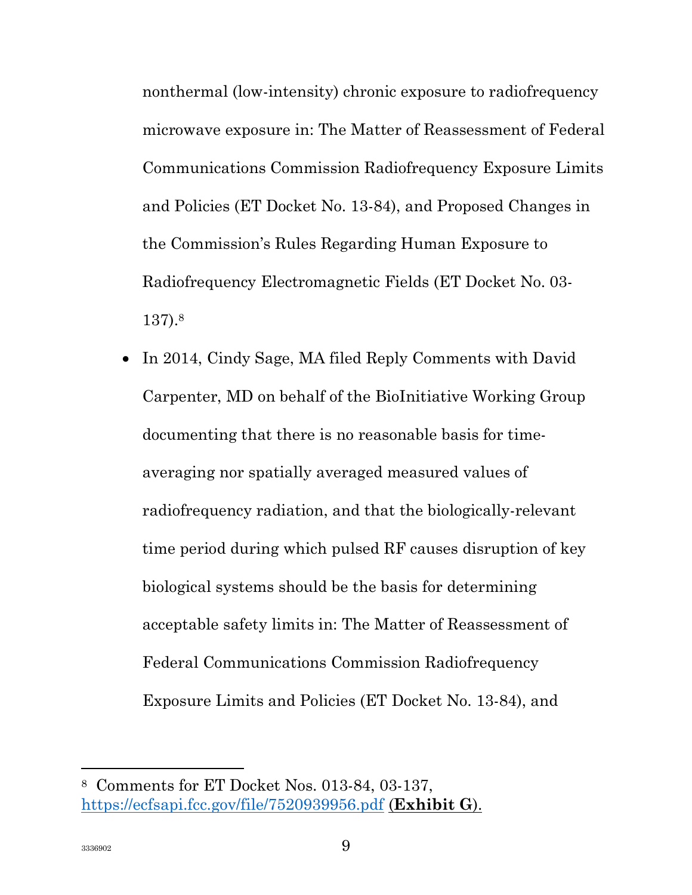nonthermal (low-intensity) chronic exposure to radiofrequency microwave exposure in: The Matter of Reassessment of Federal Communications Commission Radiofrequency Exposure Limits and Policies (ET Docket No. 13-84), and Proposed Changes in the Commission's Rules Regarding Human Exposure to Radiofrequency Electromagnetic Fields (ET Docket No. 03-137).[8]

- In 2014, Cindy Sage, MA filed Reply Comments with David Carpenter, MD on behalf of the BioInitiative Working Group documenting that there is no reasonable basis for time-averaging nor spatially averaged measured values of radiofrequency radiation, and that the biologically-relevant time period during which pulsed RF causes disruption of key biological systems should be the basis for determining acceptable safety limits in: The Matter of Reassessment of Federal Communications Commission Radiofrequency Exposure Limits and Policies (ET Docket No. 13-84), and

---

[8] Comments for ET Docket Nos. 013-84, 03-137, https://ecfsapi.fcc.gov/file/7520939956.pdf (**Exhibit G**).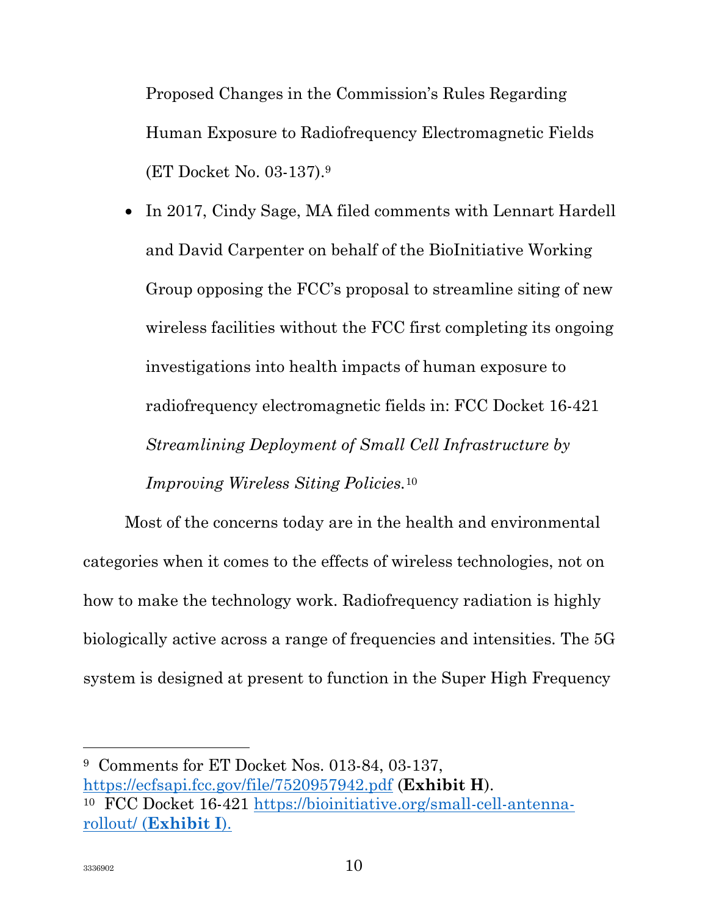Proposed Changes in the Commission's Rules Regarding Human Exposure to Radiofrequency Electromagnetic Fields (ET Docket No. 03-137).[9]

- In 2017, Cindy Sage, MA filed comments with Lennart Hardell and David Carpenter on behalf of the BioInitiative Working Group opposing the FCC's proposal to streamline siting of new wireless facilities without the FCC first completing its ongoing investigations into health impacts of human exposure to radiofrequency electromagnetic fields in: FCC Docket 16-421 *Streamlining Deployment of Small Cell Infrastructure by Improving Wireless Siting Policies.*[10]

Most of the concerns today are in the health and environmental categories when it comes to the effects of wireless technologies, not on how to make the technology work. Radiofrequency radiation is highly biologically active across a range of frequencies and intensities. The 5G system is designed at present to function in the Super High Frequency

---

[9] Comments for ET Docket Nos. 013-84, 03-137, https://ecfsapi.fcc.gov/file/7520957942.pdf (**Exhibit H**).

[10] FCC Docket 16-421 https://bioinitiative.org/small-cell-antenna-rollout/ (**Exhibit I**).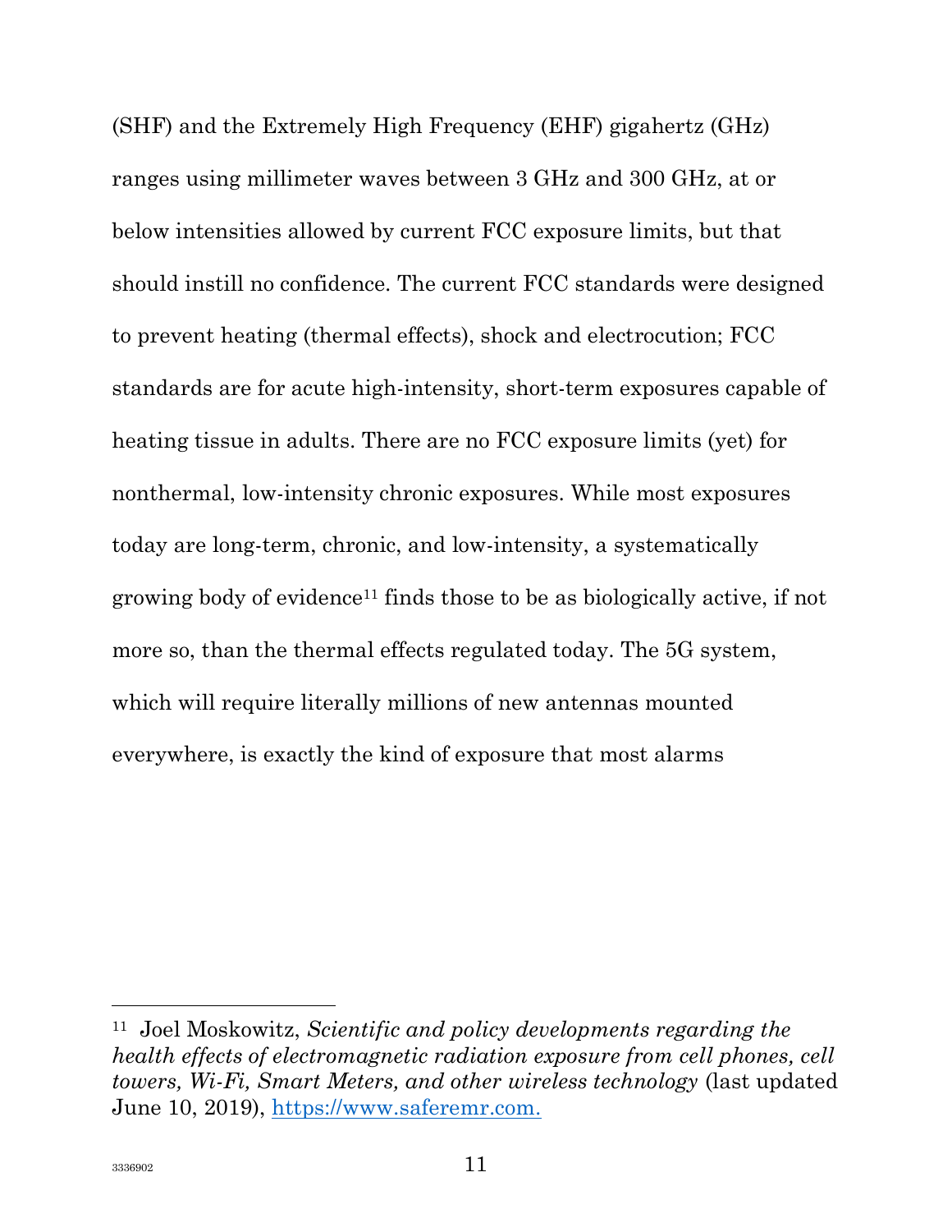(SHF) and the Extremely High Frequency (EHF) gigahertz (GHz) ranges using millimeter waves between 3 GHz and 300 GHz, at or below intensities allowed by current FCC exposure limits, but that should instill no confidence. The current FCC standards were designed to prevent heating (thermal effects), shock and electrocution; FCC standards are for acute high-intensity, short-term exposures capable of heating tissue in adults. There are no FCC exposure limits (yet) for nonthermal, low-intensity chronic exposures. While most exposures today are long-term, chronic, and low-intensity, a systematically growing body of evidence[11] finds those to be as biologically active, if not more so, than the thermal effects regulated today. The 5G system, which will require literally millions of new antennas mounted everywhere, is exactly the kind of exposure that most alarms

---

[11] Joel Moskowitz, *Scientific and policy developments regarding the health effects of electromagnetic radiation exposure from cell phones, cell towers, Wi-Fi, Smart Meters, and other wireless technology* (last updated June 10, 2019), https://www.saferemr.com.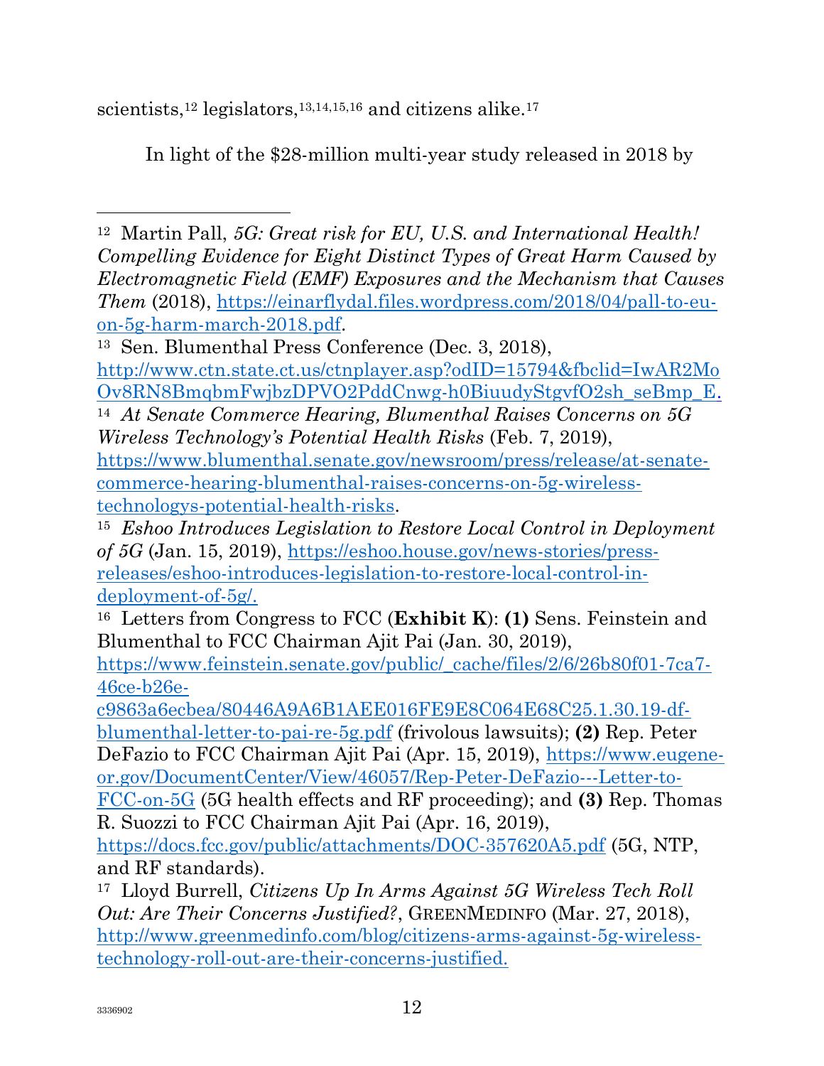scientists,[12] legislators,[13,14,15,16] and citizens alike.[17]

In light of the $28-million multi-year study released in 2018 by

---

[12] Martin Pall, *5G: Great risk for EU, U.S. and International Health! Compelling Evidence for Eight Distinct Types of Great Harm Caused by Electromagnetic Field (EMF) Exposures and the Mechanism that Causes Them* (2018), https://einarflydal.files.wordpress.com/2018/04/pall-to-eu-on-5g-harm-march-2018.pdf.

[13] Sen. Blumenthal Press Conference (Dec. 3, 2018), http://www.ctn.state.ct.us/ctnplayer.asp?odID=15794&fbclid=IwAR2MoOv8RN8BmqbmFwjbzDPVO2PddCnwg-h0BiuudyStgvfO2sh_seBmp_E.

[14] *At Senate Commerce Hearing, Blumenthal Raises Concerns on 5G Wireless Technology's Potential Health Risks* (Feb. 7, 2019), https://www.blumenthal.senate.gov/newsroom/press/release/at-senate-commerce-hearing-blumenthal-raises-concerns-on-5g-wireless-technologys-potential-health-risks.

[15] *Eshoo Introduces Legislation to Restore Local Control in Deployment of 5G* (Jan. 15, 2019), https://eshoo.house.gov/news-stories/press-releases/eshoo-introduces-legislation-to-restore-local-control-in-deployment-of-5g/.

[16] Letters from Congress to FCC (**Exhibit K**): **(1)** Sens. Feinstein and Blumenthal to FCC Chairman Ajit Pai (Jan. 30, 2019), https://www.feinstein.senate.gov/public/_cache/files/2/6/26b80f01-7ca7-46ce-b26e-c9863a6ecbea/80446A9A6B1AEE016FE9E8C064E68C25.1.30.19-df-blumenthal-letter-to-pai-re-5g.pdf (frivolous lawsuits); **(2)** Rep. Peter DeFazio to FCC Chairman Ajit Pai (Apr. 15, 2019), https://www.eugene-or.gov/DocumentCenter/View/46057/Rep-Peter-DeFazio---Letter-to-FCC-on-5G (5G health effects and RF proceeding); and **(3)** Rep. Thomas R. Suozzi to FCC Chairman Ajit Pai (Apr. 16, 2019), https://docs.fcc.gov/public/attachments/DOC-357620A5.pdf (5G, NTP, and RF standards).

[17] Lloyd Burrell, *Citizens Up In Arms Against 5G Wireless Tech Roll Out: Are Their Concerns Justified?*, GREENMEDINFO (Mar. 27, 2018), http://www.greenmedinfo.com/blog/citizens-arms-against-5g-wireless-technology-roll-out-are-their-concerns-justified.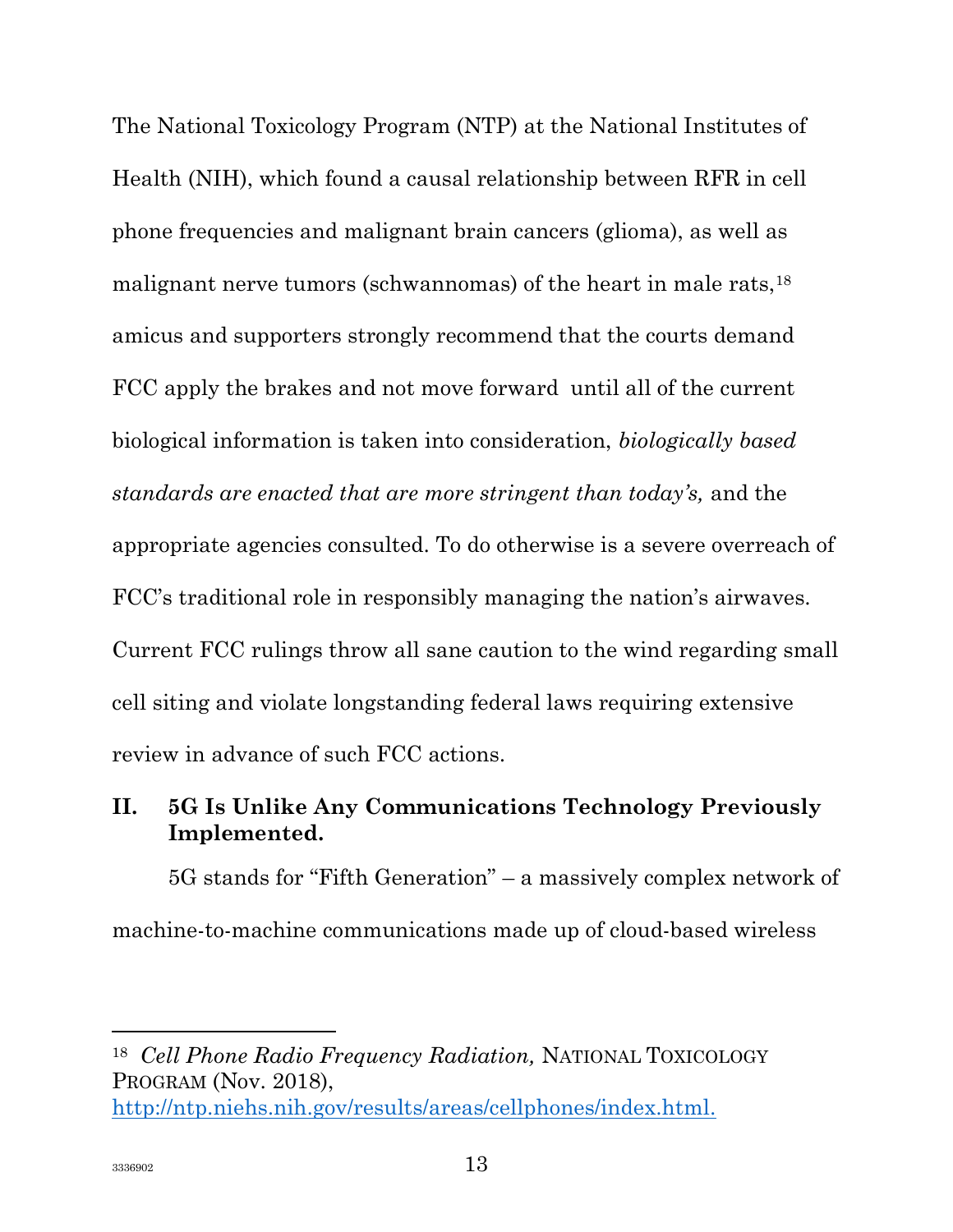The National Toxicology Program (NTP) at the National Institutes of Health (NIH), which found a causal relationship between RFR in cell phone frequencies and malignant brain cancers (glioma), as well as malignant nerve tumors (schwannomas) of the heart in male rats,[18] amicus and supporters strongly recommend that the courts demand FCC apply the brakes and not move forward until all of the current biological information is taken into consideration, *biologically based standards are enacted that are more stringent than today's,* and the appropriate agencies consulted. To do otherwise is a severe overreach of FCC's traditional role in responsibly managing the nation's airwaves. Current FCC rulings throw all sane caution to the wind regarding small cell siting and violate longstanding federal laws requiring extensive review in advance of such FCC actions.

## II. 5G Is Unlike Any Communications Technology Previously Implemented.

5G stands for "Fifth Generation" – a massively complex network of machine-to-machine communications made up of cloud-based wireless

---

[18] *Cell Phone Radio Frequency Radiation,* NATIONAL TOXICOLOGY PROGRAM (Nov. 2018), http://ntp.niehs.nih.gov/results/areas/cellphones/index.html.

3336902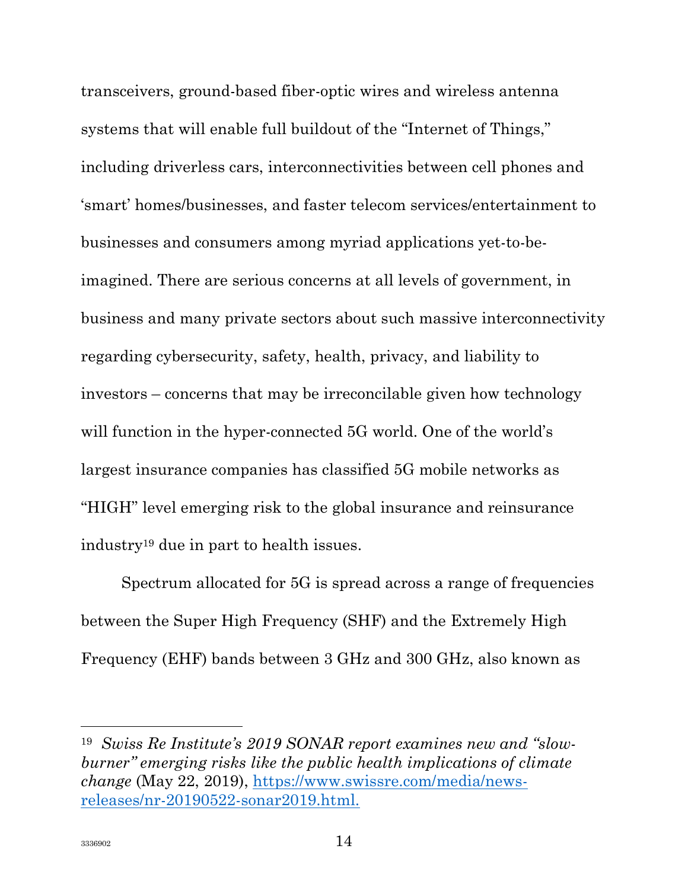transceivers, ground-based fiber-optic wires and wireless antenna systems that will enable full buildout of the "Internet of Things," including driverless cars, interconnectivities between cell phones and 'smart' homes/businesses, and faster telecom services/entertainment to businesses and consumers among myriad applications yet-to-be-imagined. There are serious concerns at all levels of government, in business and many private sectors about such massive interconnectivity regarding cybersecurity, safety, health, privacy, and liability to investors – concerns that may be irreconcilable given how technology will function in the hyper-connected 5G world. One of the world's largest insurance companies has classified 5G mobile networks as "HIGH" level emerging risk to the global insurance and reinsurance industry[19] due in part to health issues.

Spectrum allocated for 5G is spread across a range of frequencies between the Super High Frequency (SHF) and the Extremely High Frequency (EHF) bands between 3 GHz and 300 GHz, also known as

---

[19] *Swiss Re Institute's 2019 SONAR report examines new and "slow-burner" emerging risks like the public health implications of climate change* (May 22, 2019), [https://www.swissre.com/media/news-releases/nr-20190522-sonar2019.html.](https://www.swissre.com/media/news-releases/nr-20190522-sonar2019.html)

3336902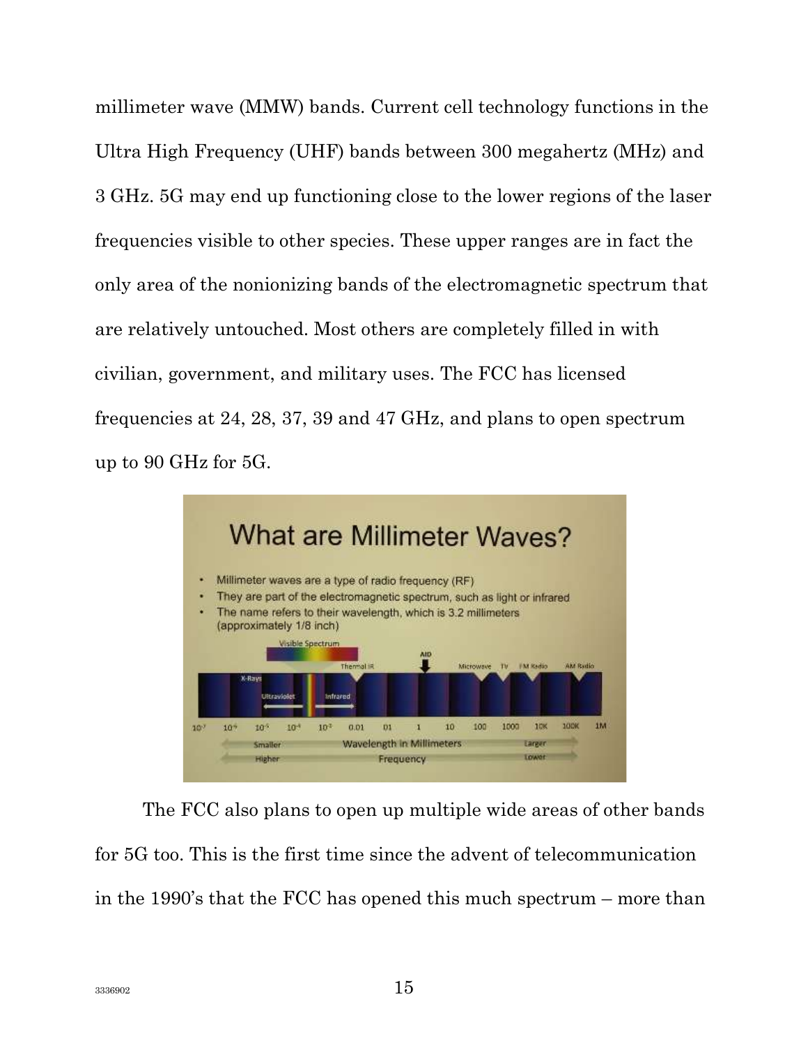millimeter wave (MMW) bands. Current cell technology functions in the Ultra High Frequency (UHF) bands between 300 megahertz (MHz) and 3 GHz. 5G may end up functioning close to the lower regions of the laser frequencies visible to other species. These upper ranges are in fact the only area of the nonionizing bands of the electromagnetic spectrum that are relatively untouched. Most others are completely filled in with civilian, government, and military uses. The FCC has licensed frequencies at 24, 28, 37, 39 and 47 GHz, and plans to open spectrum up to 90 GHz for 5G.

The FCC also plans to open up multiple wide areas of other bands for 5G too. This is the first time since the advent of telecommunication in the 1990's that the FCC has opened this much spectrum – more than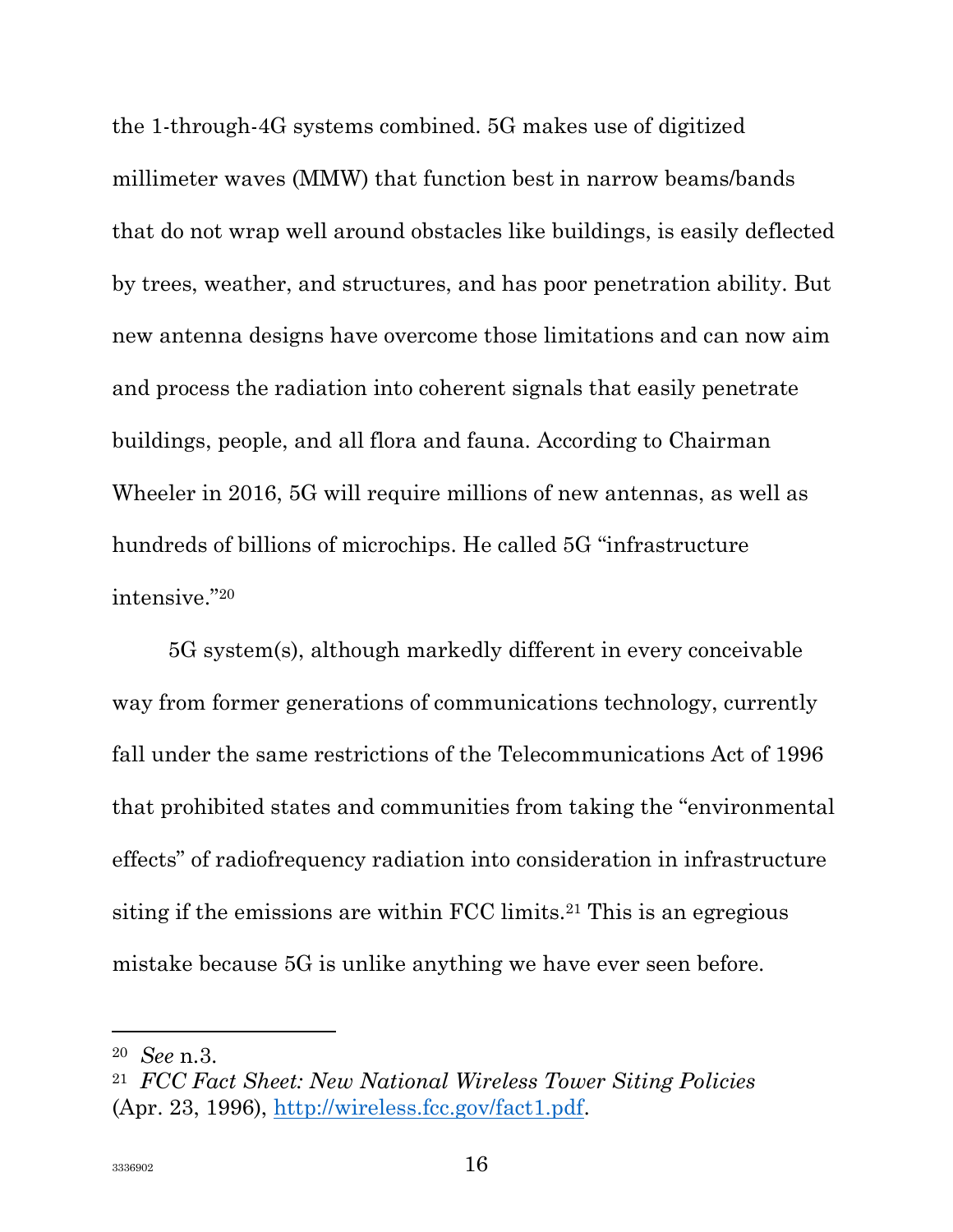the 1-through-4G systems combined. 5G makes use of digitized millimeter waves (MMW) that function best in narrow beams/bands that do not wrap well around obstacles like buildings, is easily deflected by trees, weather, and structures, and has poor penetration ability. But new antenna designs have overcome those limitations and can now aim and process the radiation into coherent signals that easily penetrate buildings, people, and all flora and fauna. According to Chairman Wheeler in 2016, 5G will require millions of new antennas, as well as hundreds of billions of microchips. He called 5G "infrastructure intensive."[20]

5G system(s), although markedly different in every conceivable way from former generations of communications technology, currently fall under the same restrictions of the Telecommunications Act of 1996 that prohibited states and communities from taking the "environmental effects" of radiofrequency radiation into consideration in infrastructure siting if the emissions are within FCC limits.[21] This is an egregious mistake because 5G is unlike anything we have ever seen before.

---

[20] *See* n.3.

[21] *FCC Fact Sheet: New National Wireless Tower Siting Policies* (Apr. 23, 1996), http://wireless.fcc.gov/fact1.pdf.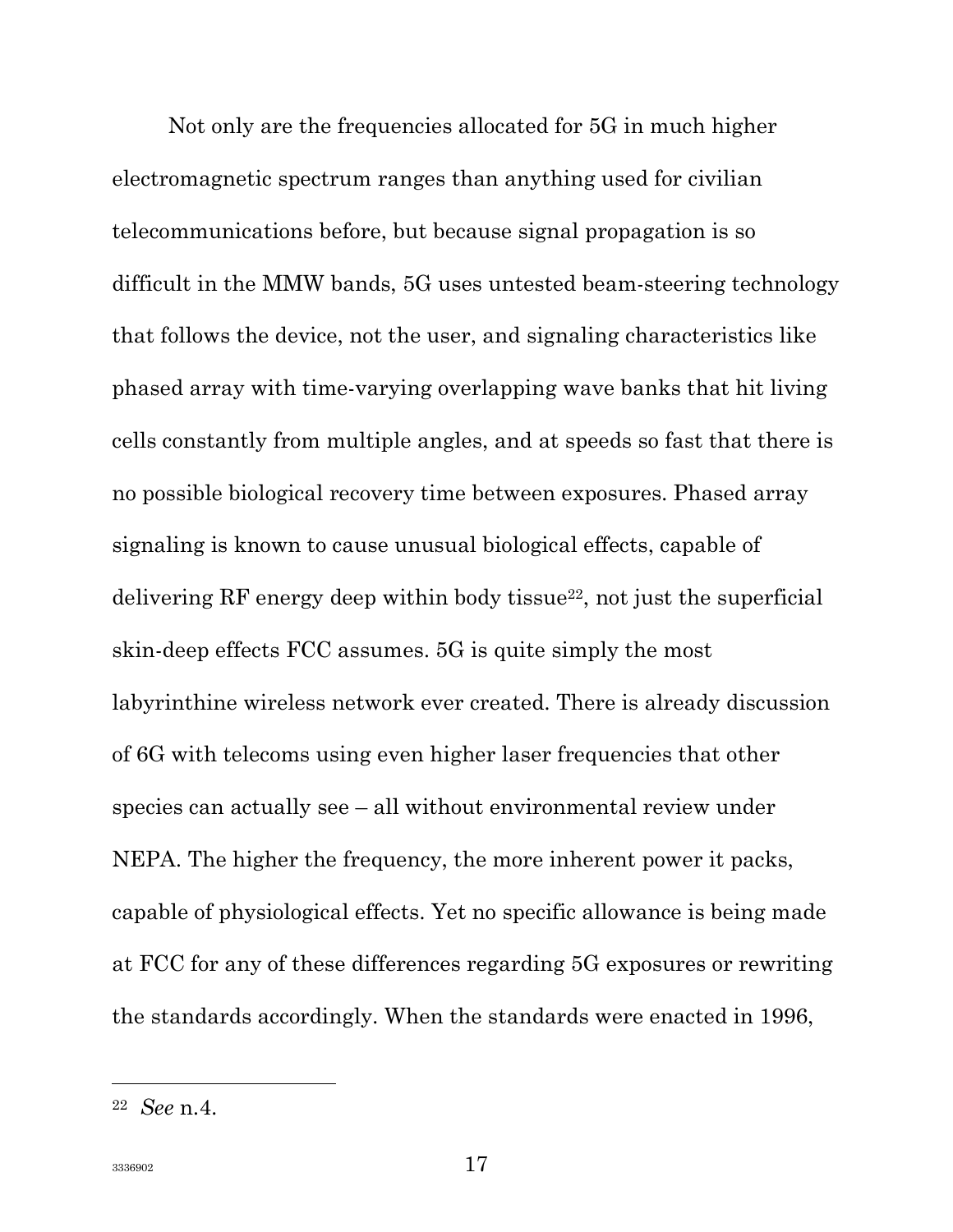Not only are the frequencies allocated for 5G in much higher electromagnetic spectrum ranges than anything used for civilian telecommunications before, but because signal propagation is so difficult in the MMW bands, 5G uses untested beam-steering technology that follows the device, not the user, and signaling characteristics like phased array with time-varying overlapping wave banks that hit living cells constantly from multiple angles, and at speeds so fast that there is no possible biological recovery time between exposures. Phased array signaling is known to cause unusual biological effects, capable of delivering RF energy deep within body tissue[22], not just the superficial skin-deep effects FCC assumes. 5G is quite simply the most labyrinthine wireless network ever created. There is already discussion of 6G with telecoms using even higher laser frequencies that other species can actually see – all without environmental review under NEPA. The higher the frequency, the more inherent power it packs, capable of physiological effects. Yet no specific allowance is being made at FCC for any of these differences regarding 5G exposures or rewriting the standards accordingly. When the standards were enacted in 1996,

---

[22] *See* n.4.

3336902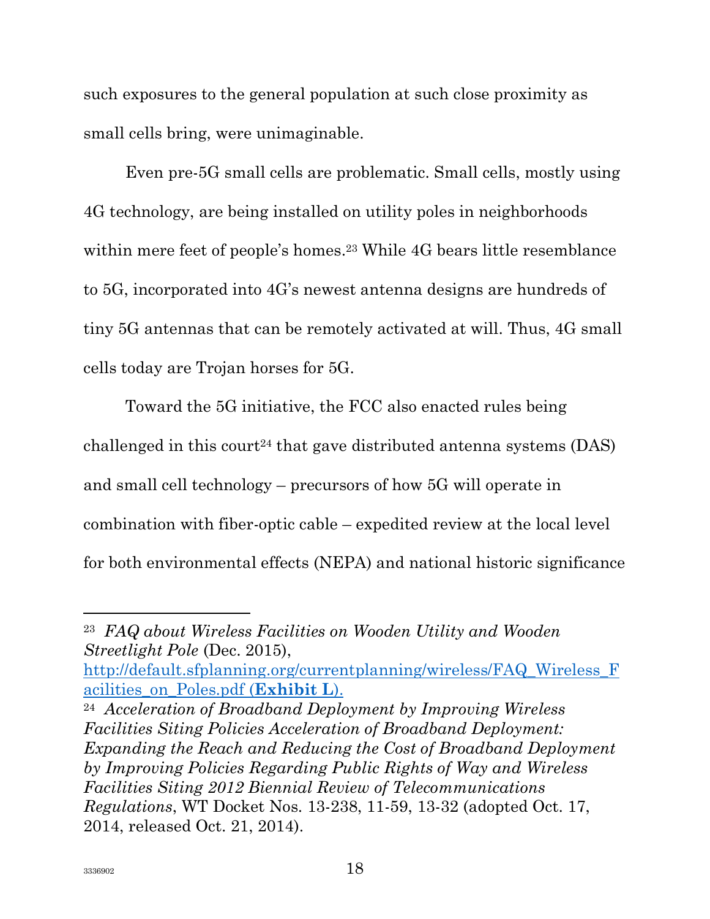such exposures to the general population at such close proximity as small cells bring, were unimaginable.

Even pre-5G small cells are problematic. Small cells, mostly using 4G technology, are being installed on utility poles in neighborhoods within mere feet of people's homes.[23] While 4G bears little resemblance to 5G, incorporated into 4G's newest antenna designs are hundreds of tiny 5G antennas that can be remotely activated at will. Thus, 4G small cells today are Trojan horses for 5G.

Toward the 5G initiative, the FCC also enacted rules being challenged in this court[24] that gave distributed antenna systems (DAS) and small cell technology – precursors of how 5G will operate in combination with fiber-optic cable – expedited review at the local level for both environmental effects (NEPA) and national historic significance

---

[23] *FAQ about Wireless Facilities on Wooden Utility and Wooden Streetlight Pole* (Dec. 2015), [http://default.sfplanning.org/currentplanning/wireless/FAQ_Wireless_Facilities_on_Poles.pdf (**Exhibit L**).](http://default.sfplanning.org/currentplanning/wireless/FAQ_Wireless_Facilities_on_Poles.pdf)

[24] *Acceleration of Broadband Deployment by Improving Wireless Facilities Siting Policies Acceleration of Broadband Deployment: Expanding the Reach and Reducing the Cost of Broadband Deployment by Improving Policies Regarding Public Rights of Way and Wireless Facilities Siting 2012 Biennial Review of Telecommunications Regulations*, WT Docket Nos. 13-238, 11-59, 13-32 (adopted Oct. 17, 2014, released Oct. 21, 2014).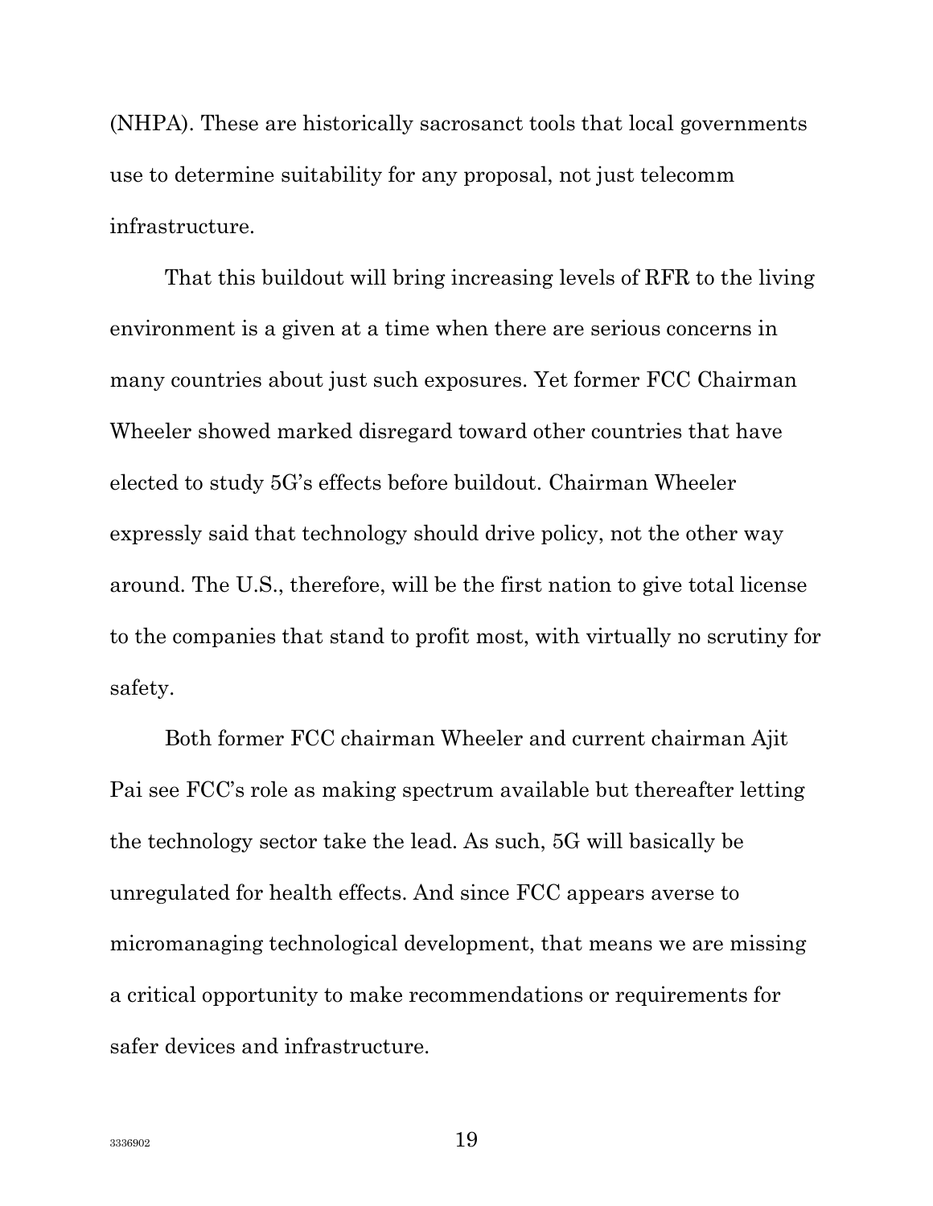(NHPA). These are historically sacrosanct tools that local governments use to determine suitability for any proposal, not just telecomm infrastructure.

That this buildout will bring increasing levels of RFR to the living environment is a given at a time when there are serious concerns in many countries about just such exposures. Yet former FCC Chairman Wheeler showed marked disregard toward other countries that have elected to study 5G's effects before buildout. Chairman Wheeler expressly said that technology should drive policy, not the other way around. The U.S., therefore, will be the first nation to give total license to the companies that stand to profit most, with virtually no scrutiny for safety.

Both former FCC chairman Wheeler and current chairman Ajit Pai see FCC's role as making spectrum available but thereafter letting the technology sector take the lead. As such, 5G will basically be unregulated for health effects. And since FCC appears averse to micromanaging technological development, that means we are missing a critical opportunity to make recommendations or requirements for safer devices and infrastructure.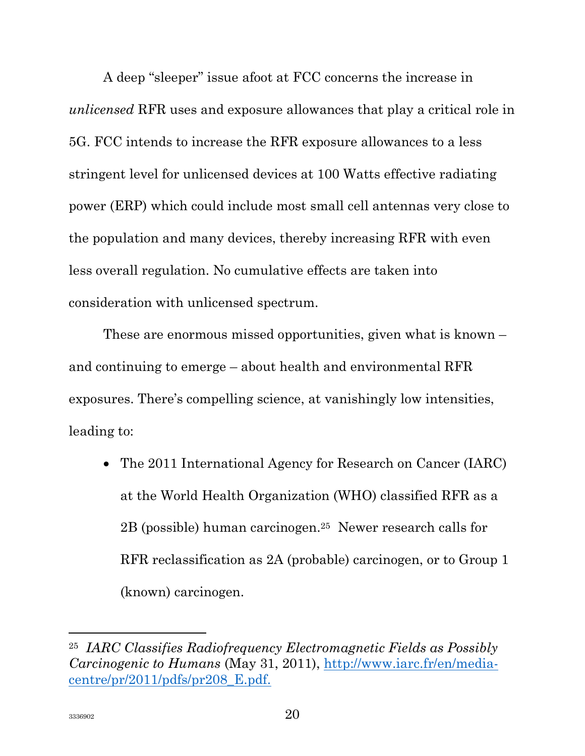A deep "sleeper" issue afoot at FCC concerns the increase in *unlicensed* RFR uses and exposure allowances that play a critical role in 5G. FCC intends to increase the RFR exposure allowances to a less stringent level for unlicensed devices at 100 Watts effective radiating power (ERP) which could include most small cell antennas very close to the population and many devices, thereby increasing RFR with even less overall regulation. No cumulative effects are taken into consideration with unlicensed spectrum.

These are enormous missed opportunities, given what is known – and continuing to emerge – about health and environmental RFR exposures. There's compelling science, at vanishingly low intensities, leading to:

- The 2011 International Agency for Research on Cancer (IARC) at the World Health Organization (WHO) classified RFR as a 2B (possible) human carcinogen.[25] Newer research calls for RFR reclassification as 2A (probable) carcinogen, or to Group 1 (known) carcinogen.

---

[25] *IARC Classifies Radiofrequency Electromagnetic Fields as Possibly Carcinogenic to Humans* (May 31, 2011), http://www.iarc.fr/en/media-centre/pr/2011/pdfs/pr208_E.pdf.

3336902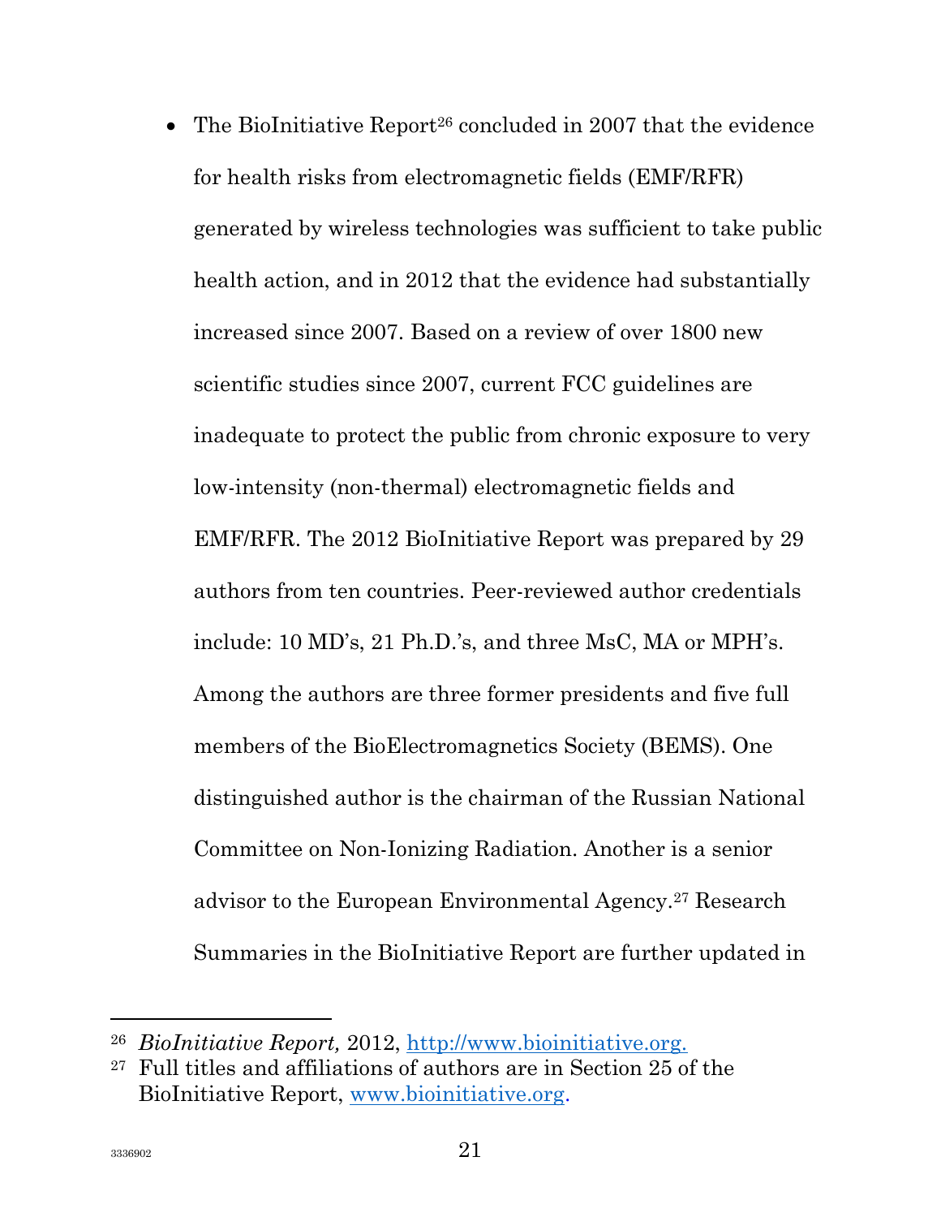- The BioInitiative Report[26] concluded in 2007 that the evidence for health risks from electromagnetic fields (EMF/RFR) generated by wireless technologies was sufficient to take public health action, and in 2012 that the evidence had substantially increased since 2007. Based on a review of over 1800 new scientific studies since 2007, current FCC guidelines are inadequate to protect the public from chronic exposure to very low-intensity (non-thermal) electromagnetic fields and EMF/RFR. The 2012 BioInitiative Report was prepared by 29 authors from ten countries. Peer-reviewed author credentials include: 10 MD's, 21 Ph.D.'s, and three MsC, MA or MPH's. Among the authors are three former presidents and five full members of the BioElectromagnetics Society (BEMS). One distinguished author is the chairman of the Russian National Committee on Non-Ionizing Radiation. Another is a senior advisor to the European Environmental Agency.[27] Research Summaries in the BioInitiative Report are further updated in

---

[26] *BioInitiative Report,* 2012, [http://www.bioinitiative.org.](http://www.bioinitiative.org)

[27] Full titles and affiliations of authors are in Section 25 of the BioInitiative Report, [www.bioinitiative.org](http://www.bioinitiative.org).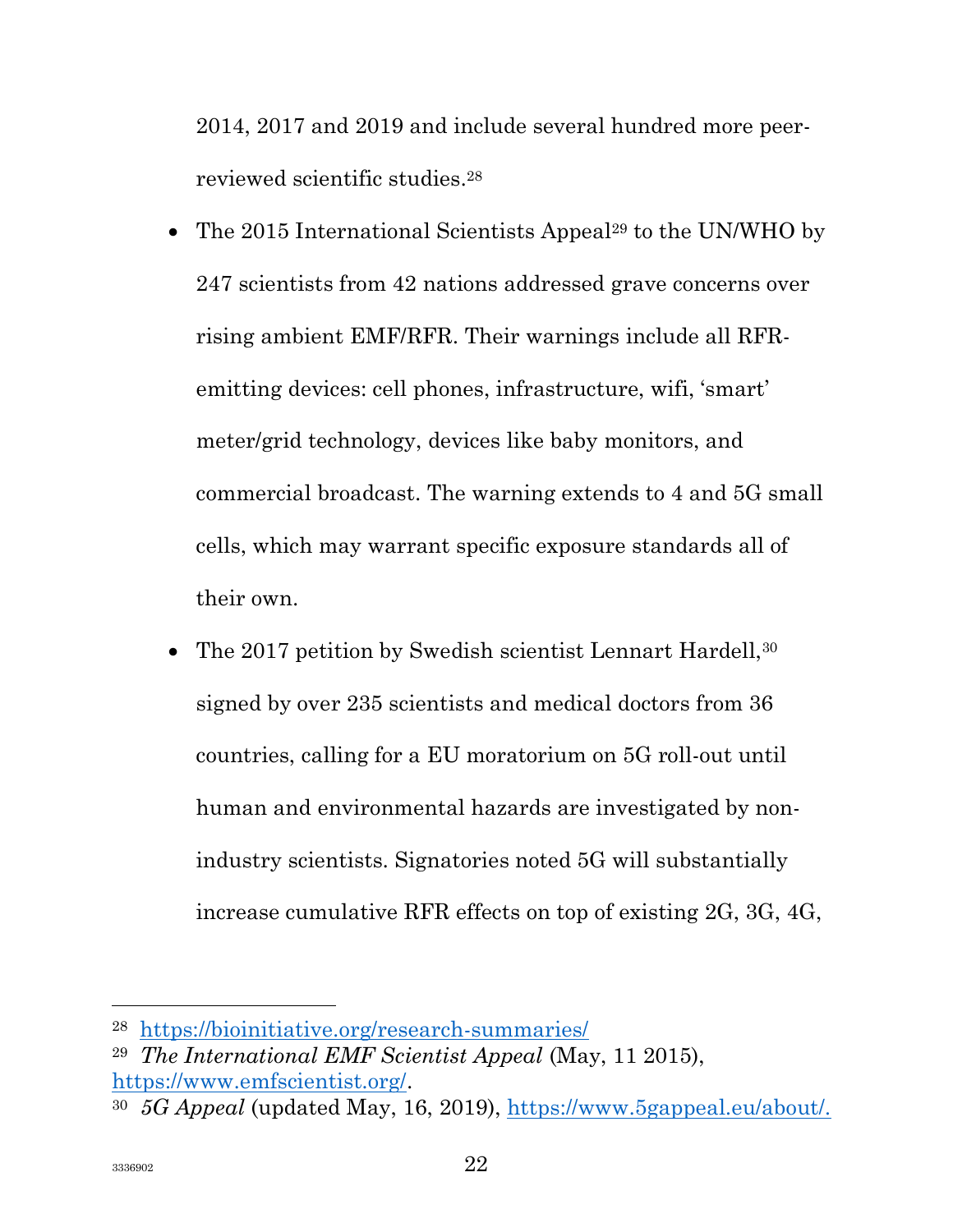2014, 2017 and 2019 and include several hundred more peer-reviewed scientific studies.[28]

- The 2015 International Scientists Appeal[29] to the UN/WHO by 247 scientists from 42 nations addressed grave concerns over rising ambient EMF/RFR. Their warnings include all RFR-emitting devices: cell phones, infrastructure, wifi, 'smart' meter/grid technology, devices like baby monitors, and commercial broadcast. The warning extends to 4 and 5G small cells, which may warrant specific exposure standards all of their own.

- The 2017 petition by Swedish scientist Lennart Hardell,[30] signed by over 235 scientists and medical doctors from 36 countries, calling for a EU moratorium on 5G roll-out until human and environmental hazards are investigated by non-industry scientists. Signatories noted 5G will substantially increase cumulative RFR effects on top of existing 2G, 3G, 4G,

---

[28] https://bioinitiative.org/research-summaries/

[29] *The International EMF Scientist Appeal* (May, 11 2015), https://www.emfscientist.org/.

[30] *5G Appeal* (updated May, 16, 2019), https://www.5gappeal.eu/about/.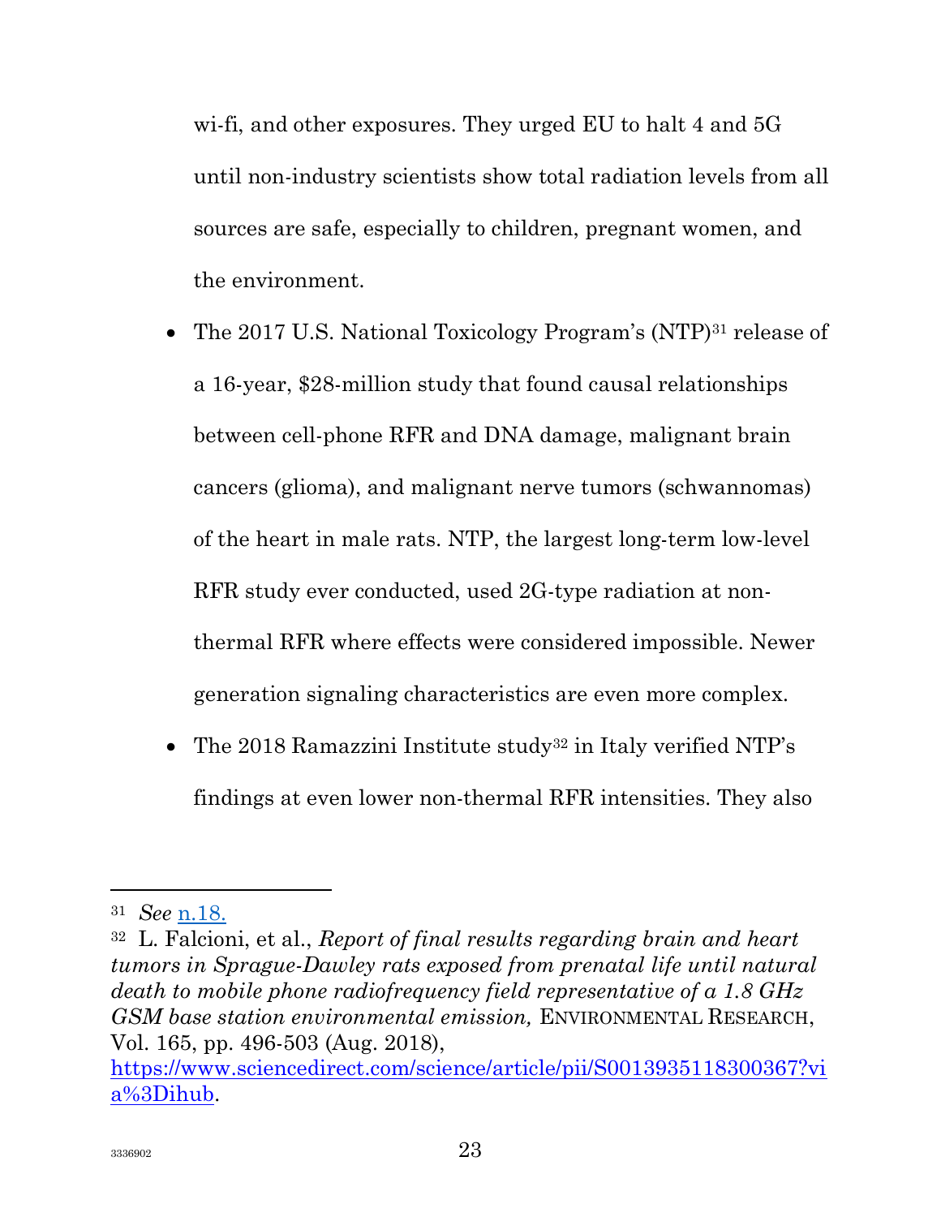wi-fi, and other exposures. They urged EU to halt 4 and 5G until non-industry scientists show total radiation levels from all sources are safe, especially to children, pregnant women, and the environment.

- The 2017 U.S. National Toxicology Program's (NTP)[31] release of a 16-year, $28-million study that found causal relationships between cell-phone RFR and DNA damage, malignant brain cancers (glioma), and malignant nerve tumors (schwannomas) of the heart in male rats. NTP, the largest long-term low-level RFR study ever conducted, used 2G-type radiation at non-thermal RFR where effects were considered impossible. Newer generation signaling characteristics are even more complex.
- The 2018 Ramazzini Institute study[32] in Italy verified NTP's findings at even lower non-thermal RFR intensities. They also

---

[31] *See* [n.18.](#)

[32] L. Falcioni, et al., *Report of final results regarding brain and heart tumors in Sprague-Dawley rats exposed from prenatal life until natural death to mobile phone radiofrequency field representative of a 1.8 GHz GSM base station environmental emission,* ENVIRONMENTAL RESEARCH, Vol. 165, pp. 496-503 (Aug. 2018), [https://www.sciencedirect.com/science/article/pii/S0013935118300367?via%3Dihub](https://www.sciencedirect.com/science/article/pii/S0013935118300367?via%3Dihub).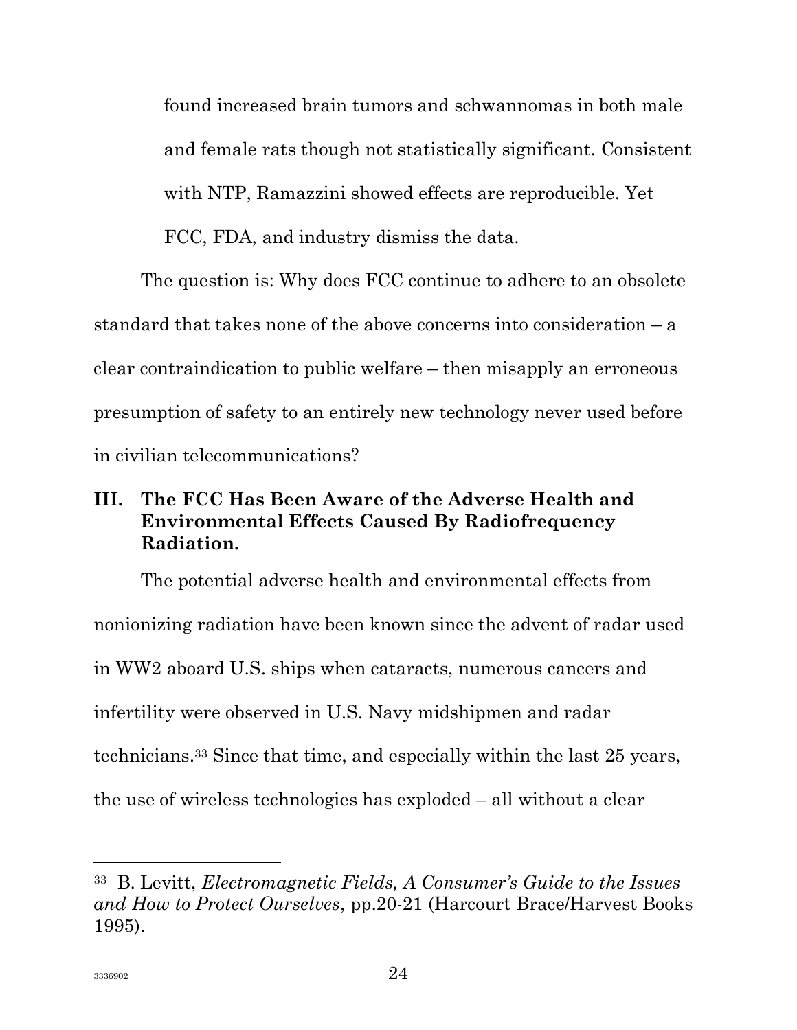found increased brain tumors and schwannomas in both male and female rats though not statistically significant. Consistent with NTP, Ramazzini showed effects are reproducible. Yet FCC, FDA, and industry dismiss the data.

The question is: Why does FCC continue to adhere to an obsolete standard that takes none of the above concerns into consideration – a clear contraindication to public welfare – then misapply an erroneous presumption of safety to an entirely new technology never used before in civilian telecommunications?

### III. The FCC Has Been Aware of the Adverse Health and Environmental Effects Caused By Radiofrequency Radiation.

The potential adverse health and environmental effects from nonionizing radiation have been known since the advent of radar used in WW2 aboard U.S. ships when cataracts, numerous cancers and infertility were observed in U.S. Navy midshipmen and radar technicians.[33] Since that time, and especially within the last 25 years, the use of wireless technologies has exploded – all without a clear

---

[33] B. Levitt, *Electromagnetic Fields, A Consumer's Guide to the Issues and How to Protect Ourselves*, pp.20-21 (Harcourt Brace/Harvest Books 1995).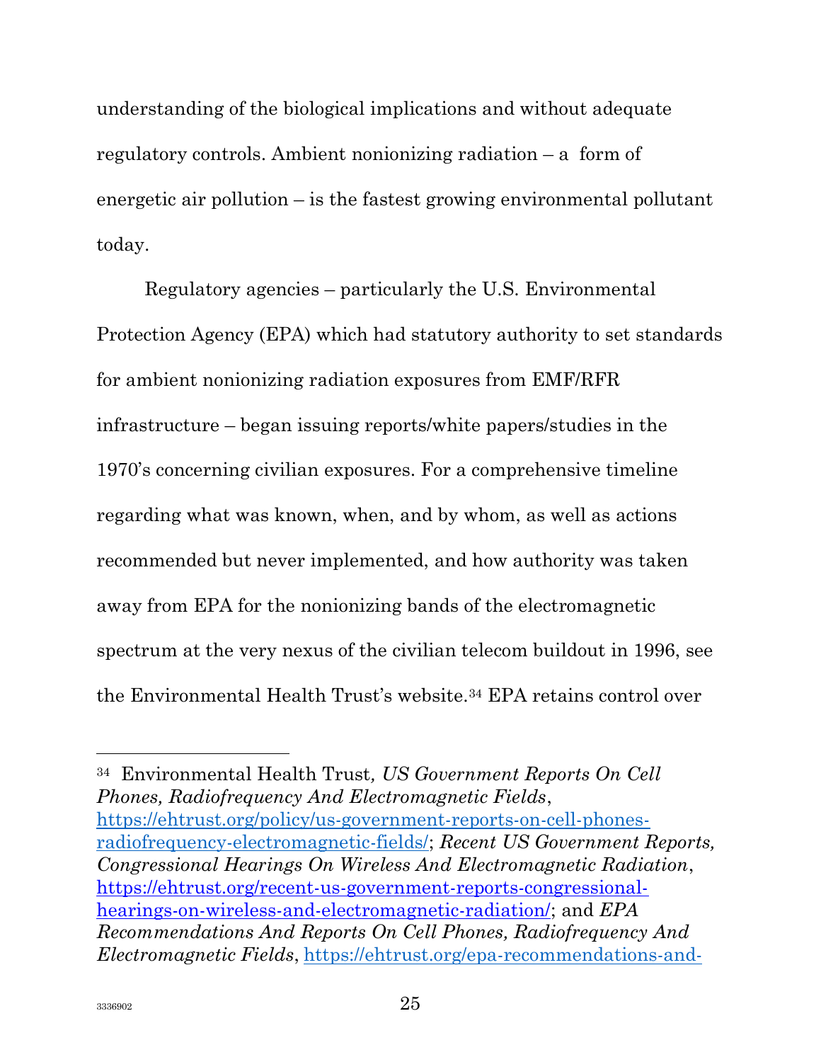understanding of the biological implications and without adequate regulatory controls. Ambient nonionizing radiation – a form of energetic air pollution – is the fastest growing environmental pollutant today.

Regulatory agencies – particularly the U.S. Environmental Protection Agency (EPA) which had statutory authority to set standards for ambient nonionizing radiation exposures from EMF/RFR infrastructure – began issuing reports/white papers/studies in the 1970's concerning civilian exposures. For a comprehensive timeline regarding what was known, when, and by whom, as well as actions recommended but never implemented, and how authority was taken away from EPA for the nonionizing bands of the electromagnetic spectrum at the very nexus of the civilian telecom buildout in 1996, see the Environmental Health Trust's website.[34] EPA retains control over

---

[34] Environmental Health Trust, *US Government Reports On Cell Phones, Radiofrequency And Electromagnetic Fields*, https://ehtrust.org/policy/us-government-reports-on-cell-phones-radiofrequency-electromagnetic-fields/; *Recent US Government Reports, Congressional Hearings On Wireless And Electromagnetic Radiation*, https://ehtrust.org/recent-us-government-reports-congressional-hearings-on-wireless-and-electromagnetic-radiation/; and *EPA Recommendations And Reports On Cell Phones, Radiofrequency And Electromagnetic Fields*, https://ehtrust.org/epa-recommendations-and-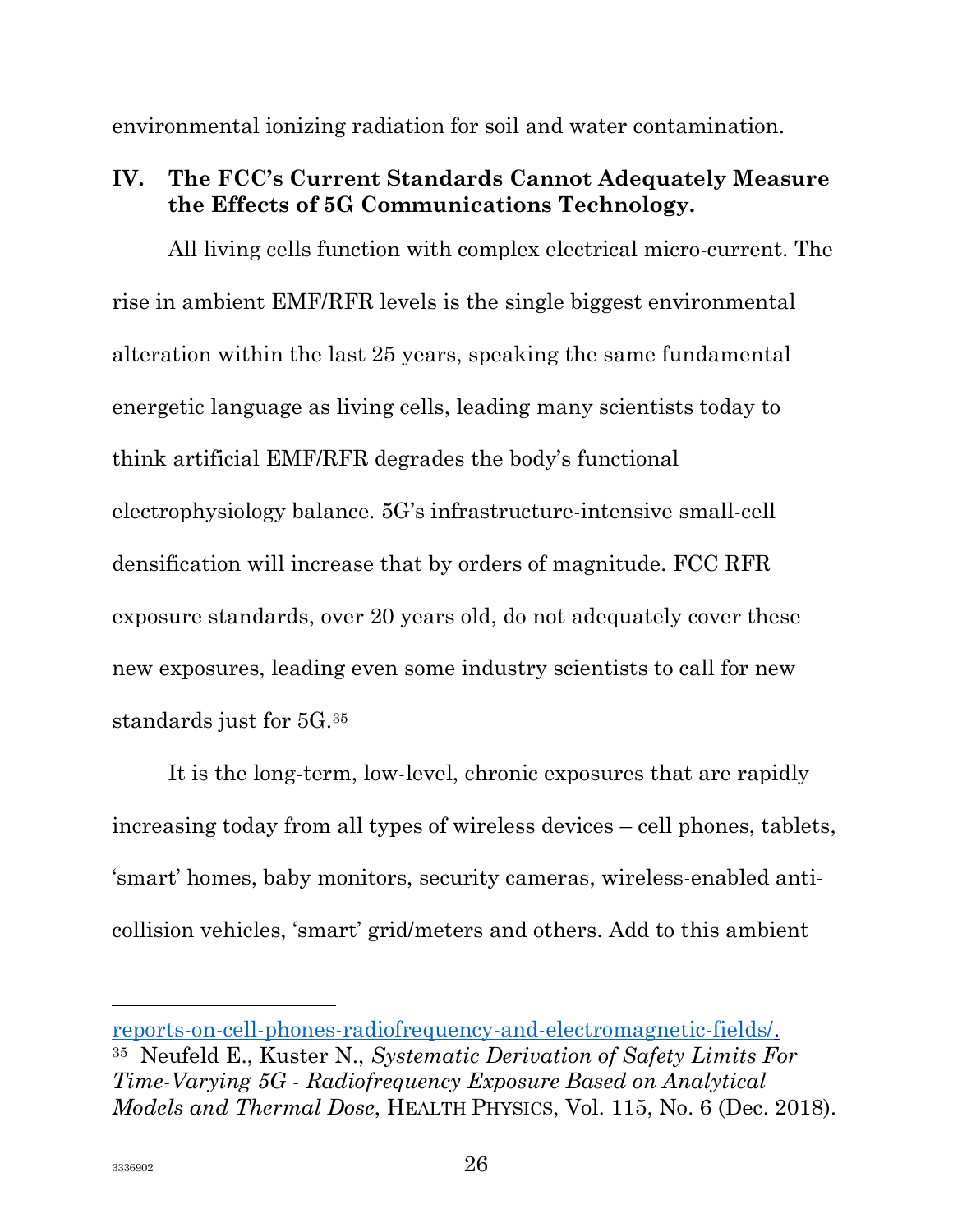environmental ionizing radiation for soil and water contamination.

## IV. The FCC's Current Standards Cannot Adequately Measure the Effects of 5G Communications Technology.

All living cells function with complex electrical micro-current. The rise in ambient EMF/RFR levels is the single biggest environmental alteration within the last 25 years, speaking the same fundamental energetic language as living cells, leading many scientists today to think artificial EMF/RFR degrades the body's functional electrophysiology balance. 5G's infrastructure-intensive small-cell densification will increase that by orders of magnitude. FCC RFR exposure standards, over 20 years old, do not adequately cover these new exposures, leading even some industry scientists to call for new standards just for 5G.[35]

It is the long-term, low-level, chronic exposures that are rapidly increasing today from all types of wireless devices – cell phones, tablets, 'smart' homes, baby monitors, security cameras, wireless-enabled anti-collision vehicles, 'smart' grid/meters and others. Add to this ambient

---

reports-on-cell-phones-radiofrequency-and-electromagnetic-fields/.

[35] Neufeld E., Kuster N., *Systematic Derivation of Safety Limits For Time-Varying 5G - Radiofrequency Exposure Based on Analytical Models and Thermal Dose*, HEALTH PHYSICS, Vol. 115, No. 6 (Dec. 2018).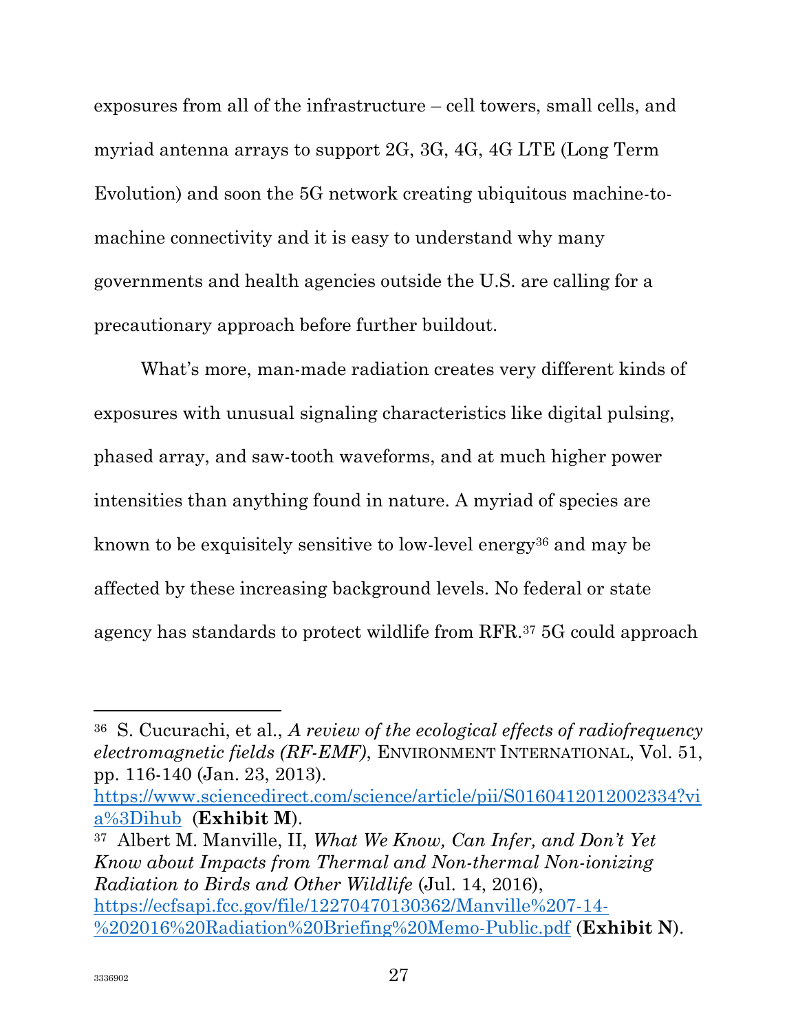exposures from all of the infrastructure – cell towers, small cells, and myriad antenna arrays to support 2G, 3G, 4G, 4G LTE (Long Term Evolution) and soon the 5G network creating ubiquitous machine-to-machine connectivity and it is easy to understand why many governments and health agencies outside the U.S. are calling for a precautionary approach before further buildout.

What's more, man-made radiation creates very different kinds of exposures with unusual signaling characteristics like digital pulsing, phased array, and saw-tooth waveforms, and at much higher power intensities than anything found in nature. A myriad of species are known to be exquisitely sensitive to low-level energy[36] and may be affected by these increasing background levels. No federal or state agency has standards to protect wildlife from RFR.[37] 5G could approach

---

[36] S. Cucurachi, et al., *A review of the ecological effects of radiofrequency electromagnetic fields (RF-EMF)*, ENVIRONMENT INTERNATIONAL, Vol. 51, pp. 116-140 (Jan. 23, 2013). [https://www.sciencedirect.com/science/article/pii/S0160412012002334?via%3Dihub](https://www.sciencedirect.com/science/article/pii/S0160412012002334?via%3Dihub) (**Exhibit M**).

[37] Albert M. Manville, II, *What We Know, Can Infer, and Don't Yet Know about Impacts from Thermal and Non-thermal Non-ionizing Radiation to Birds and Other Wildlife* (Jul. 14, 2016), [https://ecfsapi.fcc.gov/file/12270470130362/Manville%207-14-%202016%20Radiation%20Briefing%20Memo-Public.pdf](https://ecfsapi.fcc.gov/file/12270470130362/Manville%207-14-%202016%20Radiation%20Briefing%20Memo-Public.pdf) (**Exhibit N**).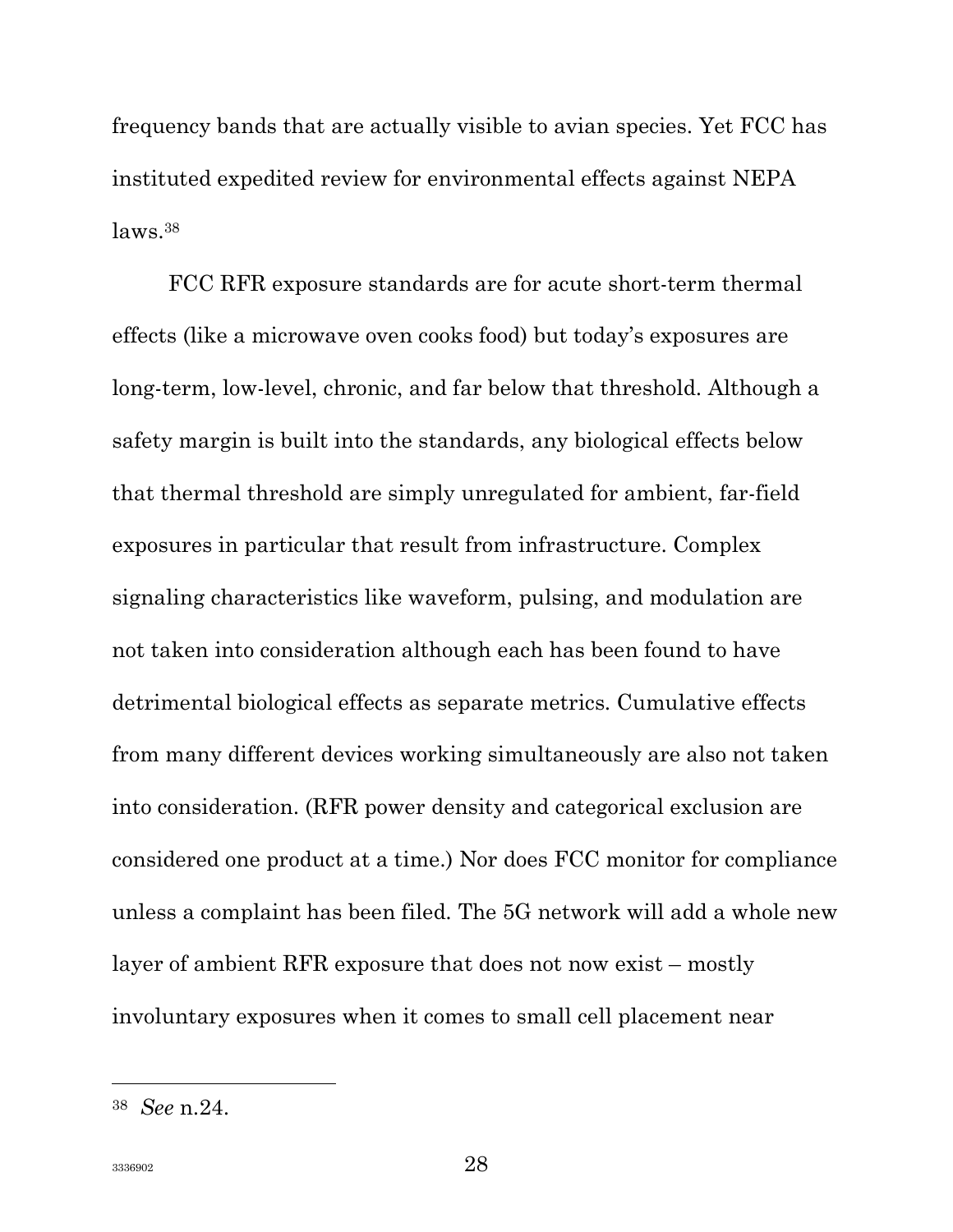frequency bands that are actually visible to avian species. Yet FCC has instituted expedited review for environmental effects against NEPA laws.[38]

FCC RFR exposure standards are for acute short-term thermal effects (like a microwave oven cooks food) but today's exposures are long-term, low-level, chronic, and far below that threshold. Although a safety margin is built into the standards, any biological effects below that thermal threshold are simply unregulated for ambient, far-field exposures in particular that result from infrastructure. Complex signaling characteristics like waveform, pulsing, and modulation are not taken into consideration although each has been found to have detrimental biological effects as separate metrics. Cumulative effects from many different devices working simultaneously are also not taken into consideration. (RFR power density and categorical exclusion are considered one product at a time.) Nor does FCC monitor for compliance unless a complaint has been filed. The 5G network will add a whole new layer of ambient RFR exposure that does not now exist – mostly involuntary exposures when it comes to small cell placement near

---

[38] *See* n.24.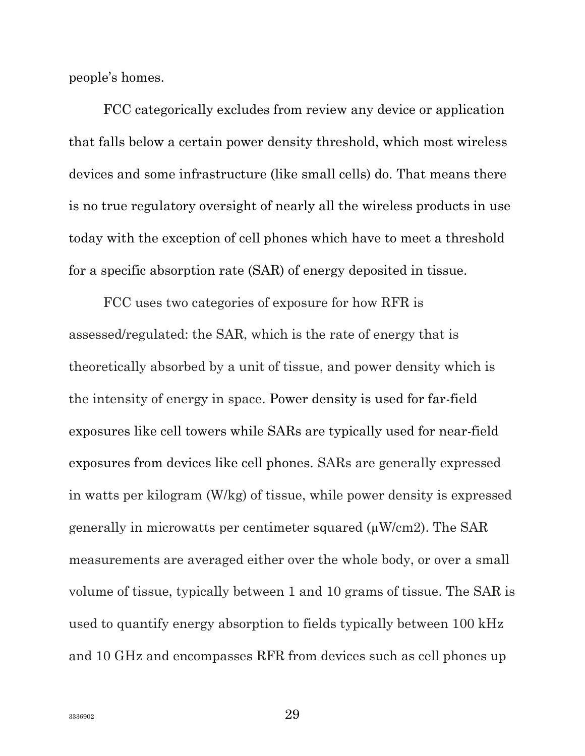people's homes.

FCC categorically excludes from review any device or application that falls below a certain power density threshold, which most wireless devices and some infrastructure (like small cells) do. That means there is no true regulatory oversight of nearly all the wireless products in use today with the exception of cell phones which have to meet a threshold for a specific absorption rate (SAR) of energy deposited in tissue.

FCC uses two categories of exposure for how RFR is assessed/regulated: the SAR, which is the rate of energy that is theoretically absorbed by a unit of tissue, and power density which is the intensity of energy in space. Power density is used for far-field exposures like cell towers while SARs are typically used for near-field exposures from devices like cell phones. SARs are generally expressed in watts per kilogram (W/kg) of tissue, while power density is expressed generally in microwatts per centimeter squared (μW/cm2). The SAR measurements are averaged either over the whole body, or over a small volume of tissue, typically between 1 and 10 grams of tissue. The SAR is used to quantify energy absorption to fields typically between 100 kHz and 10 GHz and encompasses RFR from devices such as cell phones up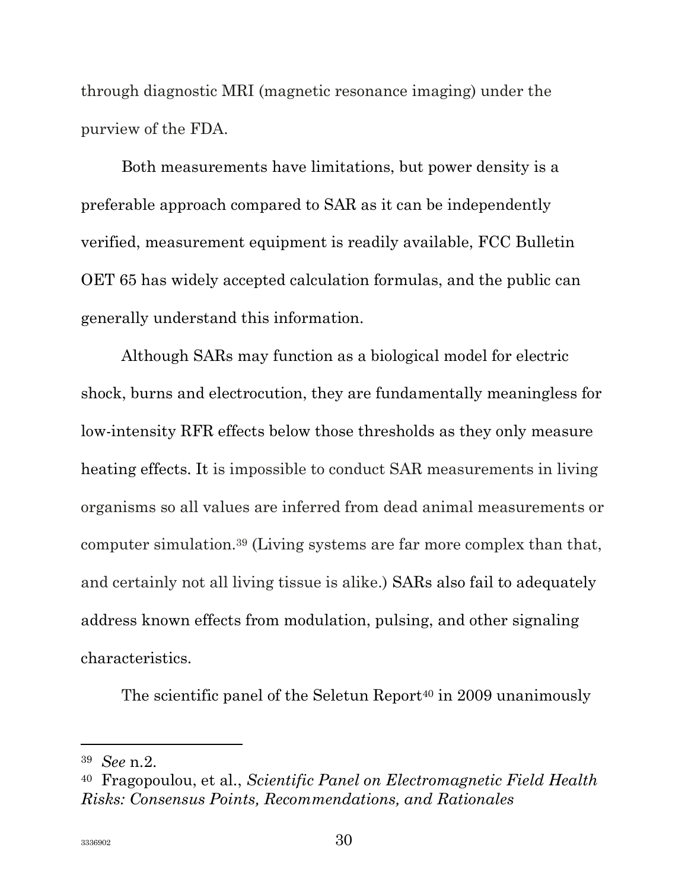through diagnostic MRI (magnetic resonance imaging) under the purview of the FDA.

Both measurements have limitations, but power density is a preferable approach compared to SAR as it can be independently verified, measurement equipment is readily available, FCC Bulletin OET 65 has widely accepted calculation formulas, and the public can generally understand this information.

Although SARs may function as a biological model for electric shock, burns and electrocution, they are fundamentally meaningless for low-intensity RFR effects below those thresholds as they only measure heating effects. It is impossible to conduct SAR measurements in living organisms so all values are inferred from dead animal measurements or computer simulation.[39] (Living systems are far more complex than that, and certainly not all living tissue is alike.) SARs also fail to adequately address known effects from modulation, pulsing, and other signaling characteristics.

The scientific panel of the Seletun Report[40] in 2009 unanimously

---

[39] *See* n.2.

[40] Fragopoulou, et al., *Scientific Panel on Electromagnetic Field Health Risks: Consensus Points, Recommendations, and Rationales*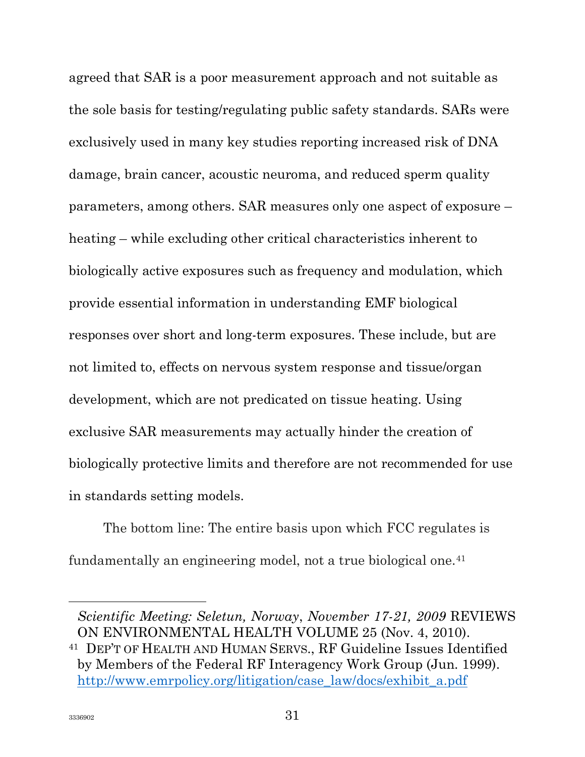agreed that SAR is a poor measurement approach and not suitable as the sole basis for testing/regulating public safety standards. SARs were exclusively used in many key studies reporting increased risk of DNA damage, brain cancer, acoustic neuroma, and reduced sperm quality parameters, among others. SAR measures only one aspect of exposure – heating – while excluding other critical characteristics inherent to biologically active exposures such as frequency and modulation, which provide essential information in understanding EMF biological responses over short and long-term exposures. These include, but are not limited to, effects on nervous system response and tissue/organ development, which are not predicated on tissue heating. Using exclusive SAR measurements may actually hinder the creation of biologically protective limits and therefore are not recommended for use in standards setting models.

The bottom line: The entire basis upon which FCC regulates is fundamentally an engineering model, not a true biological one.[41]

---

*Scientific Meeting: Seletun, Norway*, *November 17-21, 2009* REVIEWS ON ENVIRONMENTAL HEALTH VOLUME 25 (Nov. 4, 2010).

[41] DEP'T OF HEALTH AND HUMAN SERVS., RF Guideline Issues Identified by Members of the Federal RF Interagency Work Group (Jun. 1999). http://www.emrpolicy.org/litigation/case_law/docs/exhibit_a.pdf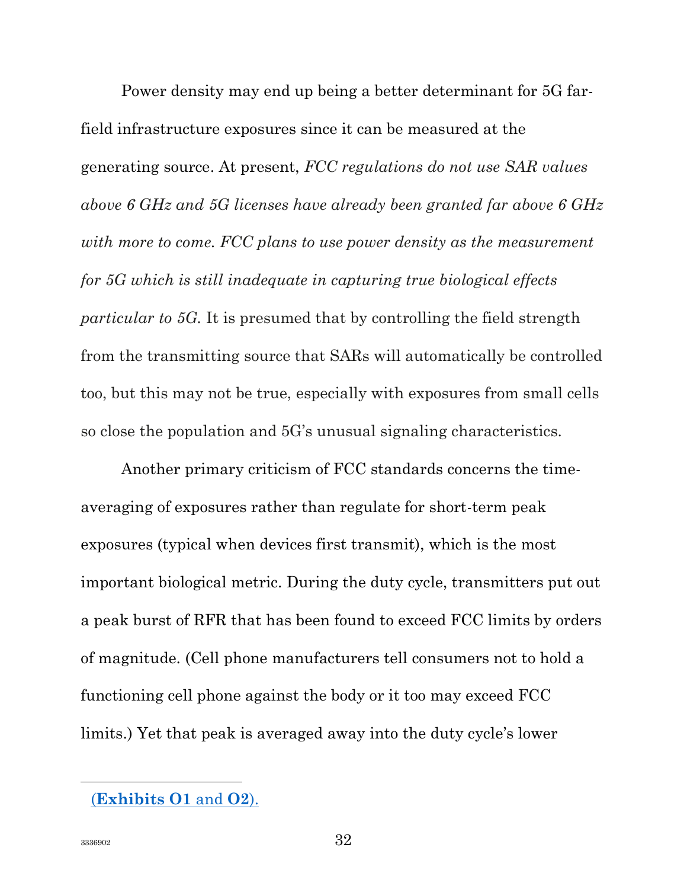Power density may end up being a better determinant for 5G far-field infrastructure exposures since it can be measured at the generating source. At present, *FCC regulations do not use SAR values above 6 GHz and 5G licenses have already been granted far above 6 GHz with more to come. FCC plans to use power density as the measurement for 5G which is still inadequate in capturing true biological effects particular to 5G.* It is presumed that by controlling the field strength from the transmitting source that SARs will automatically be controlled too, but this may not be true, especially with exposures from small cells so close the population and 5G's unusual signaling characteristics.

Another primary criticism of FCC standards concerns the time-averaging of exposures rather than regulate for short-term peak exposures (typical when devices first transmit), which is the most important biological metric. During the duty cycle, transmitters put out a peak burst of RFR that has been found to exceed FCC limits by orders of magnitude. (Cell phone manufacturers tell consumers not to hold a functioning cell phone against the body or it too may exceed FCC limits.) Yet that peak is averaged away into the duty cycle's lower

---

(**Exhibits O1** and **O2**).

3336902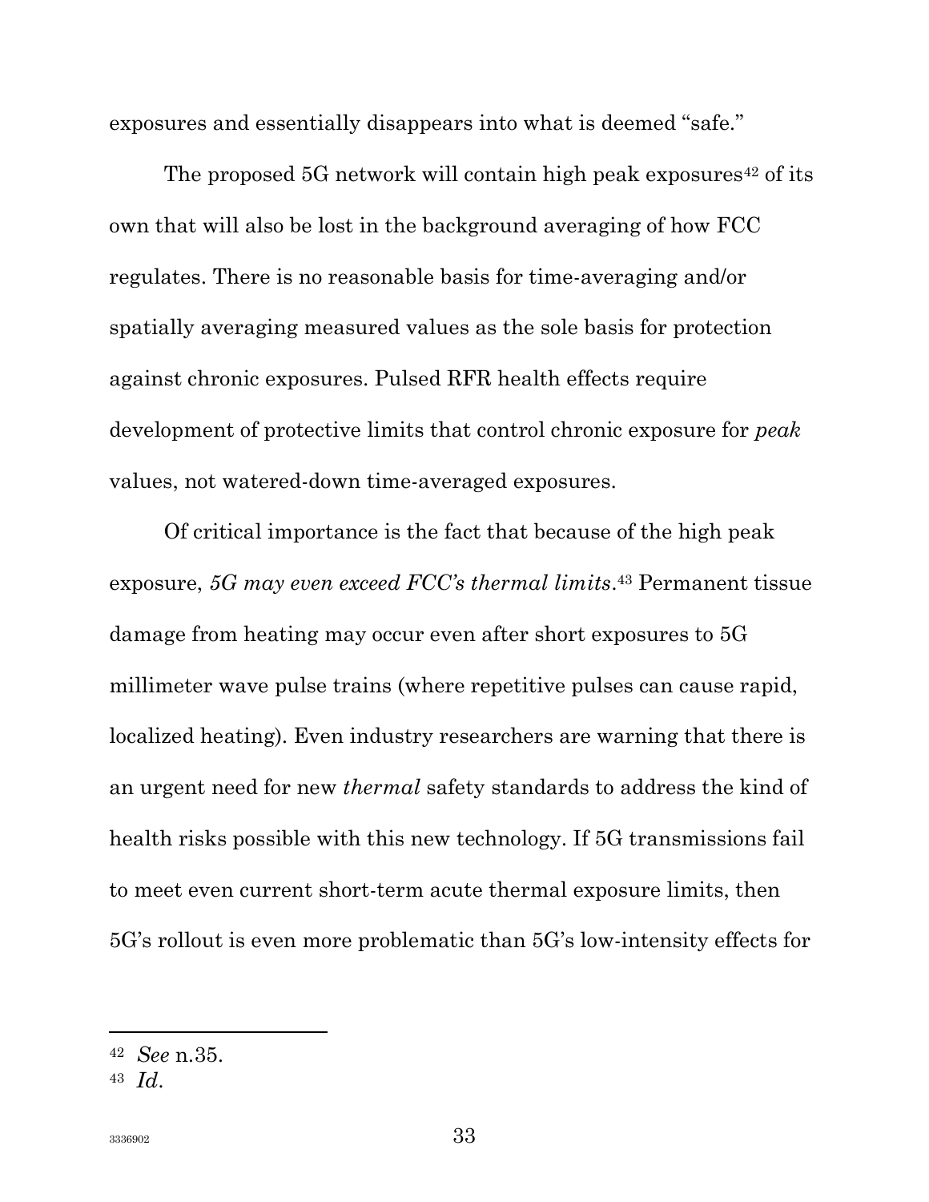exposures and essentially disappears into what is deemed "safe."

The proposed 5G network will contain high peak exposures[42] of its own that will also be lost in the background averaging of how FCC regulates. There is no reasonable basis for time-averaging and/or spatially averaging measured values as the sole basis for protection against chronic exposures. Pulsed RFR health effects require development of protective limits that control chronic exposure for *peak* values, not watered-down time-averaged exposures.

Of critical importance is the fact that because of the high peak exposure, *5G may even exceed FCC's thermal limits*.[43] Permanent tissue damage from heating may occur even after short exposures to 5G millimeter wave pulse trains (where repetitive pulses can cause rapid, localized heating). Even industry researchers are warning that there is an urgent need for new *thermal* safety standards to address the kind of health risks possible with this new technology. If 5G transmissions fail to meet even current short-term acute thermal exposure limits, then 5G's rollout is even more problematic than 5G's low-intensity effects for

---

[42] *See* n.35.

[43] *Id.*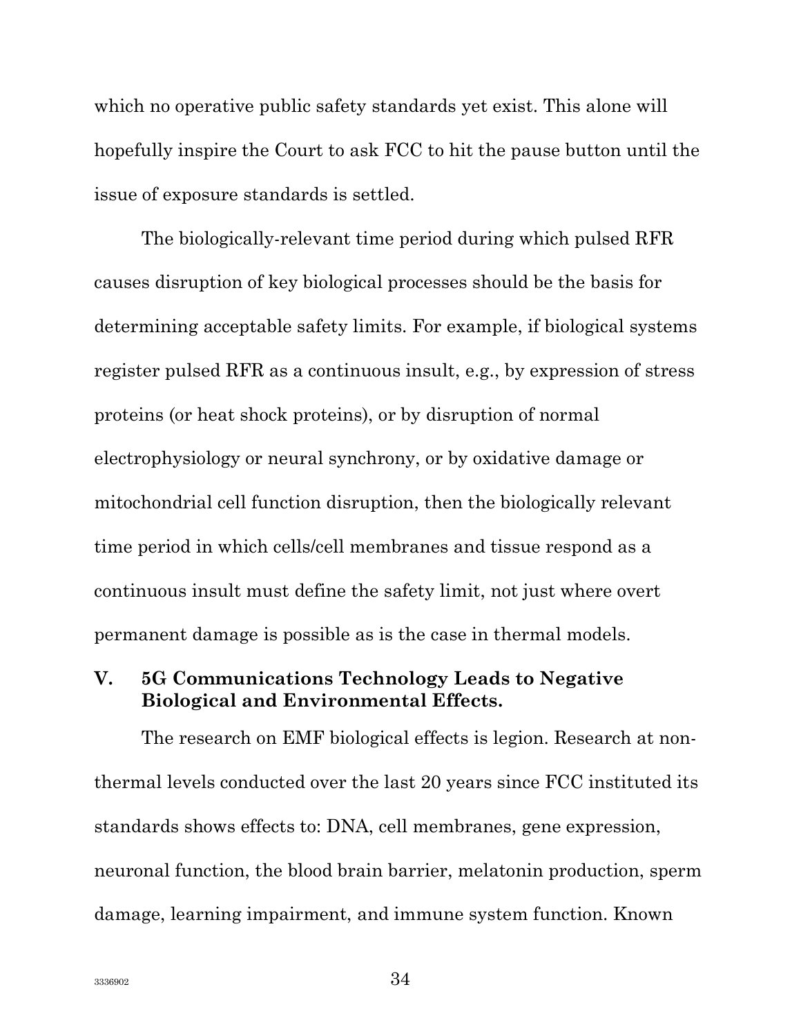which no operative public safety standards yet exist. This alone will hopefully inspire the Court to ask FCC to hit the pause button until the issue of exposure standards is settled.

The biologically-relevant time period during which pulsed RFR causes disruption of key biological processes should be the basis for determining acceptable safety limits. For example, if biological systems register pulsed RFR as a continuous insult, e.g., by expression of stress proteins (or heat shock proteins), or by disruption of normal electrophysiology or neural synchrony, or by oxidative damage or mitochondrial cell function disruption, then the biologically relevant time period in which cells/cell membranes and tissue respond as a continuous insult must define the safety limit, not just where overt permanent damage is possible as is the case in thermal models.

## V. 5G Communications Technology Leads to Negative Biological and Environmental Effects.

The research on EMF biological effects is legion. Research at non-thermal levels conducted over the last 20 years since FCC instituted its standards shows effects to: DNA, cell membranes, gene expression, neuronal function, the blood brain barrier, melatonin production, sperm damage, learning impairment, and immune system function. Known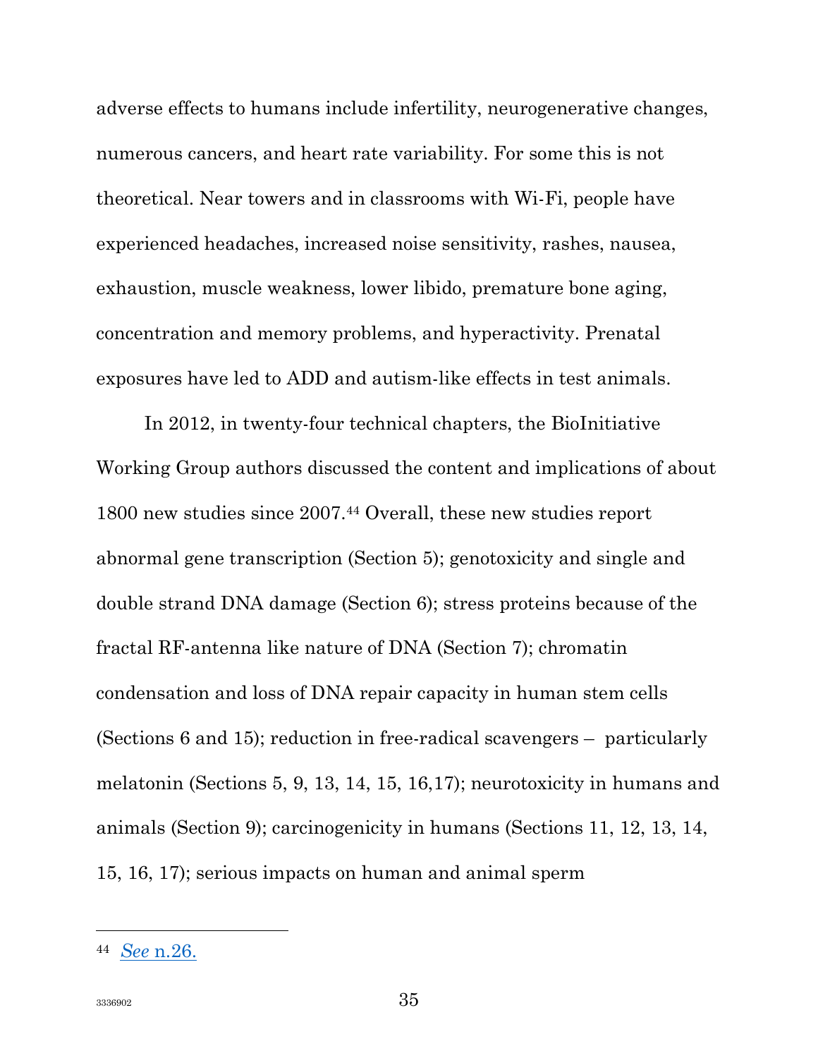adverse effects to humans include infertility, neurogenerative changes, numerous cancers, and heart rate variability. For some this is not theoretical. Near towers and in classrooms with Wi-Fi, people have experienced headaches, increased noise sensitivity, rashes, nausea, exhaustion, muscle weakness, lower libido, premature bone aging, concentration and memory problems, and hyperactivity. Prenatal exposures have led to ADD and autism-like effects in test animals.

In 2012, in twenty-four technical chapters, the BioInitiative Working Group authors discussed the content and implications of about 1800 new studies since 2007.[44] Overall, these new studies report abnormal gene transcription (Section 5); genotoxicity and single and double strand DNA damage (Section 6); stress proteins because of the fractal RF-antenna like nature of DNA (Section 7); chromatin condensation and loss of DNA repair capacity in human stem cells (Sections 6 and 15); reduction in free-radical scavengers – particularly melatonin (Sections 5, 9, 13, 14, 15, 16,17); neurotoxicity in humans and animals (Section 9); carcinogenicity in humans (Sections 11, 12, 13, 14, 15, 16, 17); serious impacts on human and animal sperm

---

[44] *See* n.26.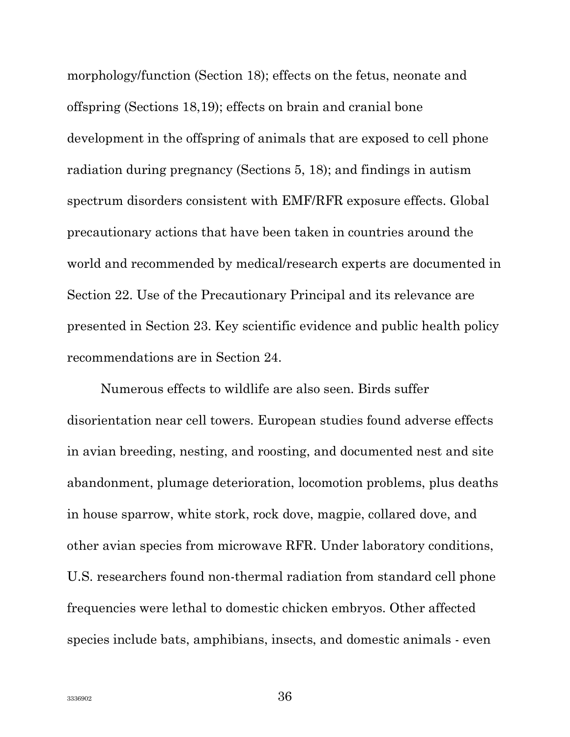morphology/function (Section 18); effects on the fetus, neonate and offspring (Sections 18,19); effects on brain and cranial bone development in the offspring of animals that are exposed to cell phone radiation during pregnancy (Sections 5, 18); and findings in autism spectrum disorders consistent with EMF/RFR exposure effects. Global precautionary actions that have been taken in countries around the world and recommended by medical/research experts are documented in Section 22. Use of the Precautionary Principal and its relevance are presented in Section 23. Key scientific evidence and public health policy recommendations are in Section 24.

Numerous effects to wildlife are also seen. Birds suffer disorientation near cell towers. European studies found adverse effects in avian breeding, nesting, and roosting, and documented nest and site abandonment, plumage deterioration, locomotion problems, plus deaths in house sparrow, white stork, rock dove, magpie, collared dove, and other avian species from microwave RFR. Under laboratory conditions, U.S. researchers found non-thermal radiation from standard cell phone frequencies were lethal to domestic chicken embryos. Other affected species include bats, amphibians, insects, and domestic animals - even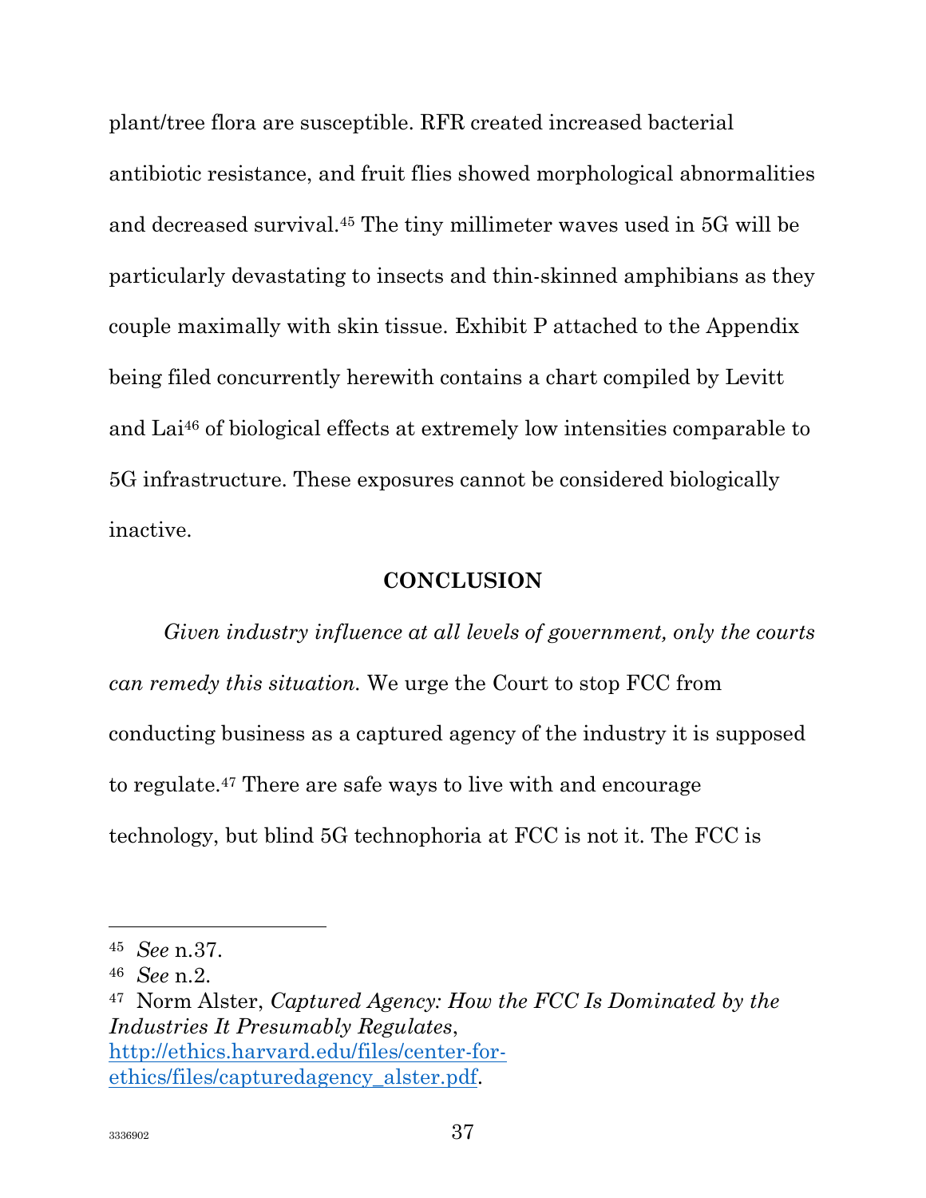plant/tree flora are susceptible. RFR created increased bacterial antibiotic resistance, and fruit flies showed morphological abnormalities and decreased survival.[45] The tiny millimeter waves used in 5G will be particularly devastating to insects and thin-skinned amphibians as they couple maximally with skin tissue. Exhibit P attached to the Appendix being filed concurrently herewith contains a chart compiled by Levitt and Lai[46] of biological effects at extremely low intensities comparable to 5G infrastructure. These exposures cannot be considered biologically inactive.

## CONCLUSION

*Given industry influence at all levels of government, only the courts can remedy this situation.* We urge the Court to stop FCC from conducting business as a captured agency of the industry it is supposed to regulate.[47] There are safe ways to live with and encourage technology, but blind 5G technophoria at FCC is not it. The FCC is

---

[45] *See* n.37.

[46] *See* n.2.

[47] Norm Alster, *Captured Agency: How the FCC Is Dominated by the Industries It Presumably Regulates*, [http://ethics.harvard.edu/files/center-for-ethics/files/capturedagency_alster.pdf](http://ethics.harvard.edu/files/center-for-ethics/files/capturedagency_alster.pdf).

3336902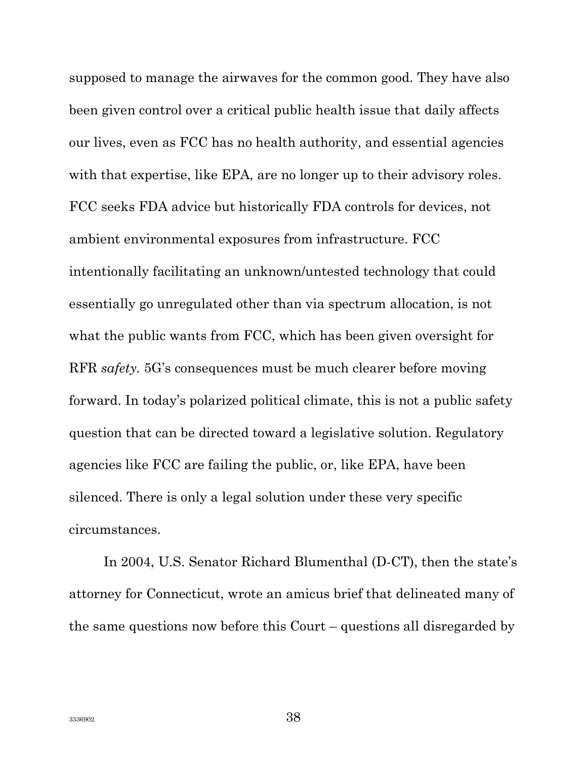supposed to manage the airwaves for the common good. They have also been given control over a critical public health issue that daily affects our lives, even as FCC has no health authority, and essential agencies with that expertise, like EPA, are no longer up to their advisory roles. FCC seeks FDA advice but historically FDA controls for devices, not ambient environmental exposures from infrastructure. FCC intentionally facilitating an unknown/untested technology that could essentially go unregulated other than via spectrum allocation, is not what the public wants from FCC, which has been given oversight for RFR *safety.* 5G's consequences must be much clearer before moving forward. In today's polarized political climate, this is not a public safety question that can be directed toward a legislative solution. Regulatory agencies like FCC are failing the public, or, like EPA, have been silenced. There is only a legal solution under these very specific circumstances.

In 2004, U.S. Senator Richard Blumenthal (D-CT), then the state's attorney for Connecticut, wrote an amicus brief that delineated many of the same questions now before this Court – questions all disregarded by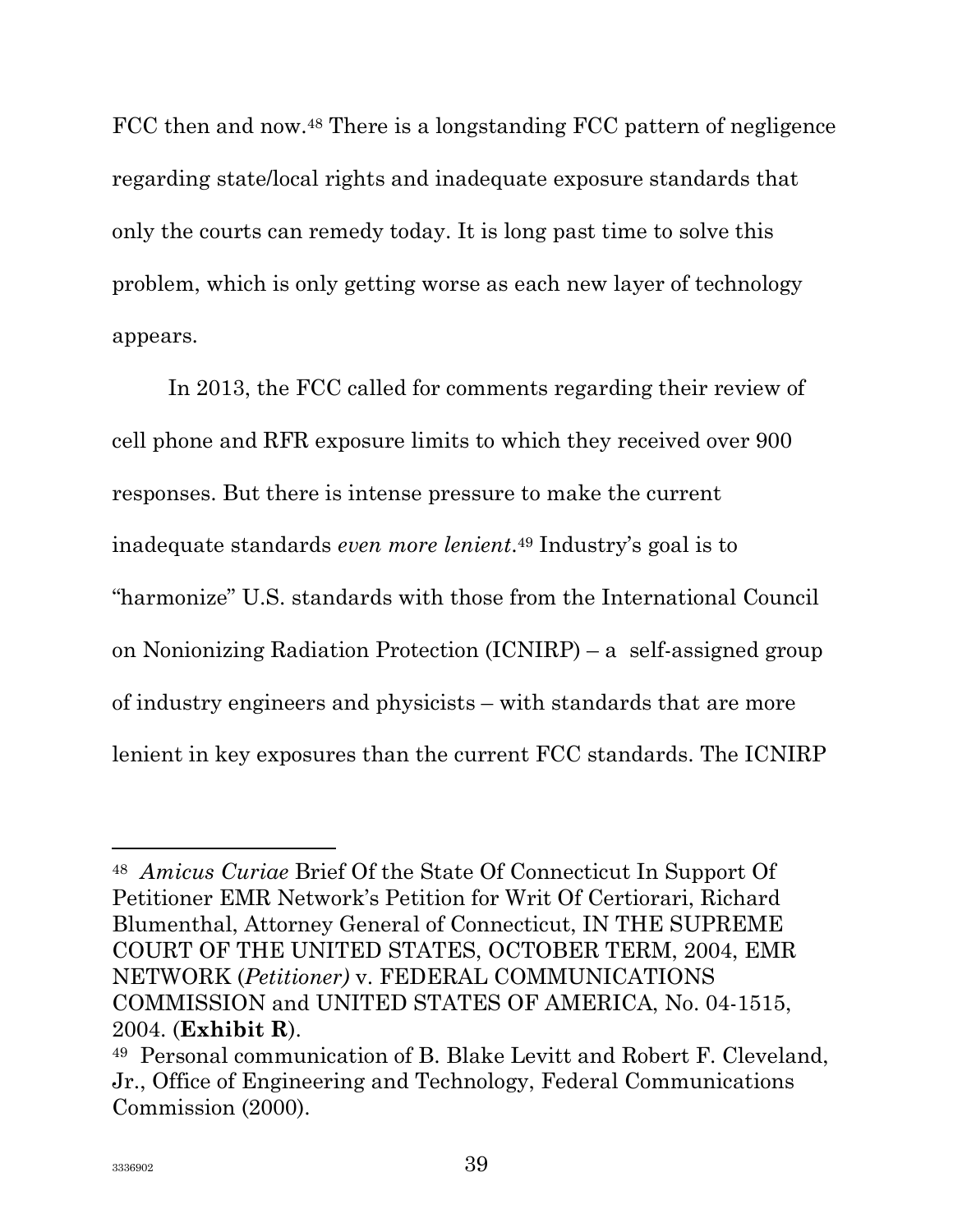FCC then and now.[48] There is a longstanding FCC pattern of negligence regarding state/local rights and inadequate exposure standards that only the courts can remedy today. It is long past time to solve this problem, which is only getting worse as each new layer of technology appears.

In 2013, the FCC called for comments regarding their review of cell phone and RFR exposure limits to which they received over 900 responses. But there is intense pressure to make the current inadequate standards *even more lenient*.[49] Industry's goal is to "harmonize" U.S. standards with those from the International Council on Nonionizing Radiation Protection (ICNIRP) – a self-assigned group of industry engineers and physicists – with standards that are more lenient in key exposures than the current FCC standards. The ICNIRP

---

[48] *Amicus Curiae* Brief Of the State Of Connecticut In Support Of Petitioner EMR Network's Petition for Writ Of Certiorari, Richard Blumenthal, Attorney General of Connecticut, IN THE SUPREME COURT OF THE UNITED STATES, OCTOBER TERM, 2004, EMR NETWORK (*Petitioner)* v. FEDERAL COMMUNICATIONS COMMISSION and UNITED STATES OF AMERICA, No. 04-1515, 2004. (**Exhibit R**).

[49] Personal communication of B. Blake Levitt and Robert F. Cleveland, Jr., Office of Engineering and Technology, Federal Communications Commission (2000).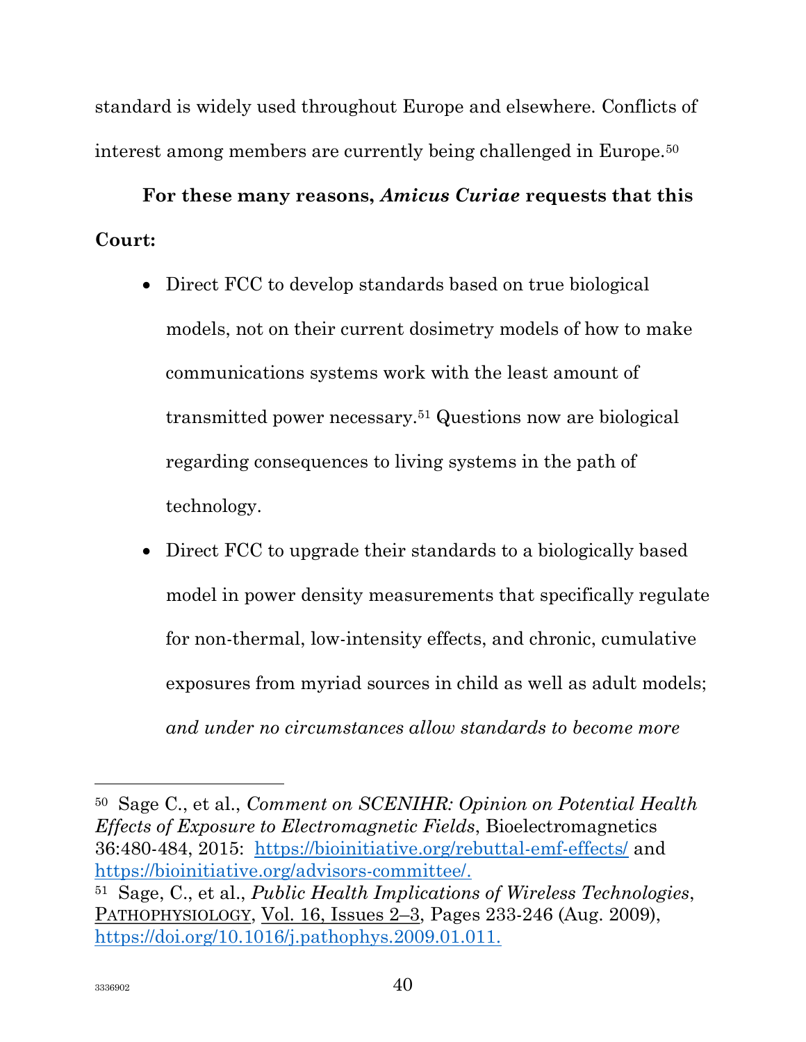standard is widely used throughout Europe and elsewhere. Conflicts of interest among members are currently being challenged in Europe.[50]

**For these many reasons, *Amicus Curiae* requests that this Court:**

- Direct FCC to develop standards based on true biological models, not on their current dosimetry models of how to make communications systems work with the least amount of transmitted power necessary.[51] Questions now are biological regarding consequences to living systems in the path of technology.
- Direct FCC to upgrade their standards to a biologically based model in power density measurements that specifically regulate for non-thermal, low-intensity effects, and chronic, cumulative exposures from myriad sources in child as well as adult models; *and under no circumstances allow standards to become more*

---

[50] Sage C., et al., *Comment on SCENIHR: Opinion on Potential Health Effects of Exposure to Electromagnetic Fields*, Bioelectromagnetics 36:480-484, 2015: https://bioinitiative.org/rebuttal-emf-effects/ and https://bioinitiative.org/advisors-committee/.

[51] Sage, C., et al., *Public Health Implications of Wireless Technologies*, PATHOPHYSIOLOGY, Vol. 16, Issues 2–3, Pages 233-246 (Aug. 2009), https://doi.org/10.1016/j.pathophys.2009.01.011.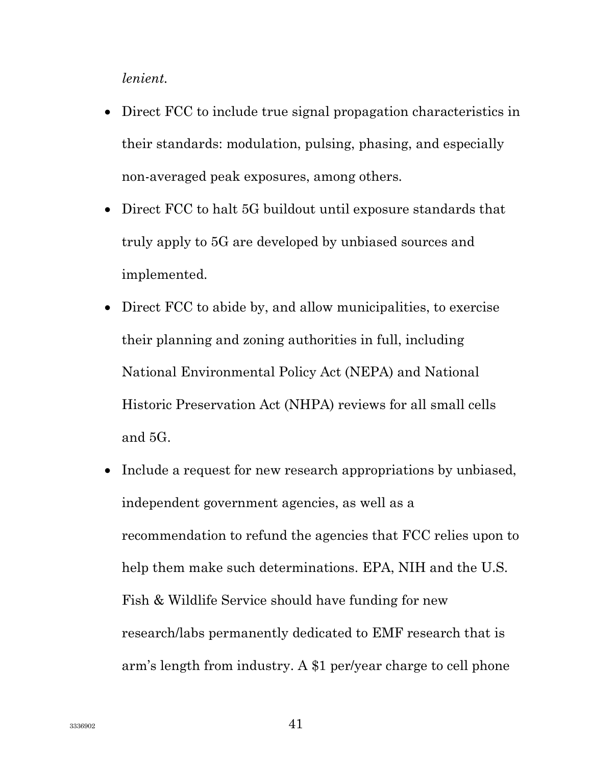*lenient.*

- Direct FCC to include true signal propagation characteristics in their standards: modulation, pulsing, phasing, and especially non-averaged peak exposures, among others.
- Direct FCC to halt 5G buildout until exposure standards that truly apply to 5G are developed by unbiased sources and implemented.
- Direct FCC to abide by, and allow municipalities, to exercise their planning and zoning authorities in full, including National Environmental Policy Act (NEPA) and National Historic Preservation Act (NHPA) reviews for all small cells and 5G.
- Include a request for new research appropriations by unbiased, independent government agencies, as well as a recommendation to refund the agencies that FCC relies upon to help them make such determinations. EPA, NIH and the U.S. Fish & Wildlife Service should have funding for new research/labs permanently dedicated to EMF research that is arm's length from industry. A $1 per/year charge to cell phone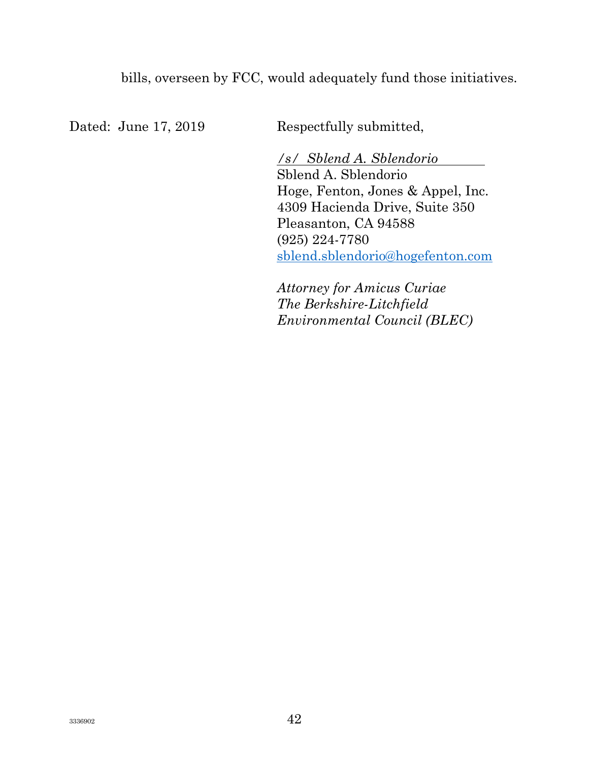bills, overseen by FCC, would adequately fund those initiatives.

Dated: June 17, 2019

Respectfully submitted,

*/s/ Sblend A. Sblendorio*
Sblend A. Sblendorio
Hoge, Fenton, Jones & Appel, Inc.
4309 Hacienda Drive, Suite 350
Pleasanton, CA 94588
(925) 224-7780
sblend.sblendorio@hogefenton.com

*Attorney for Amicus Curiae*
*The Berkshire-Litchfield*
*Environmental Council (BLEC)*

3336902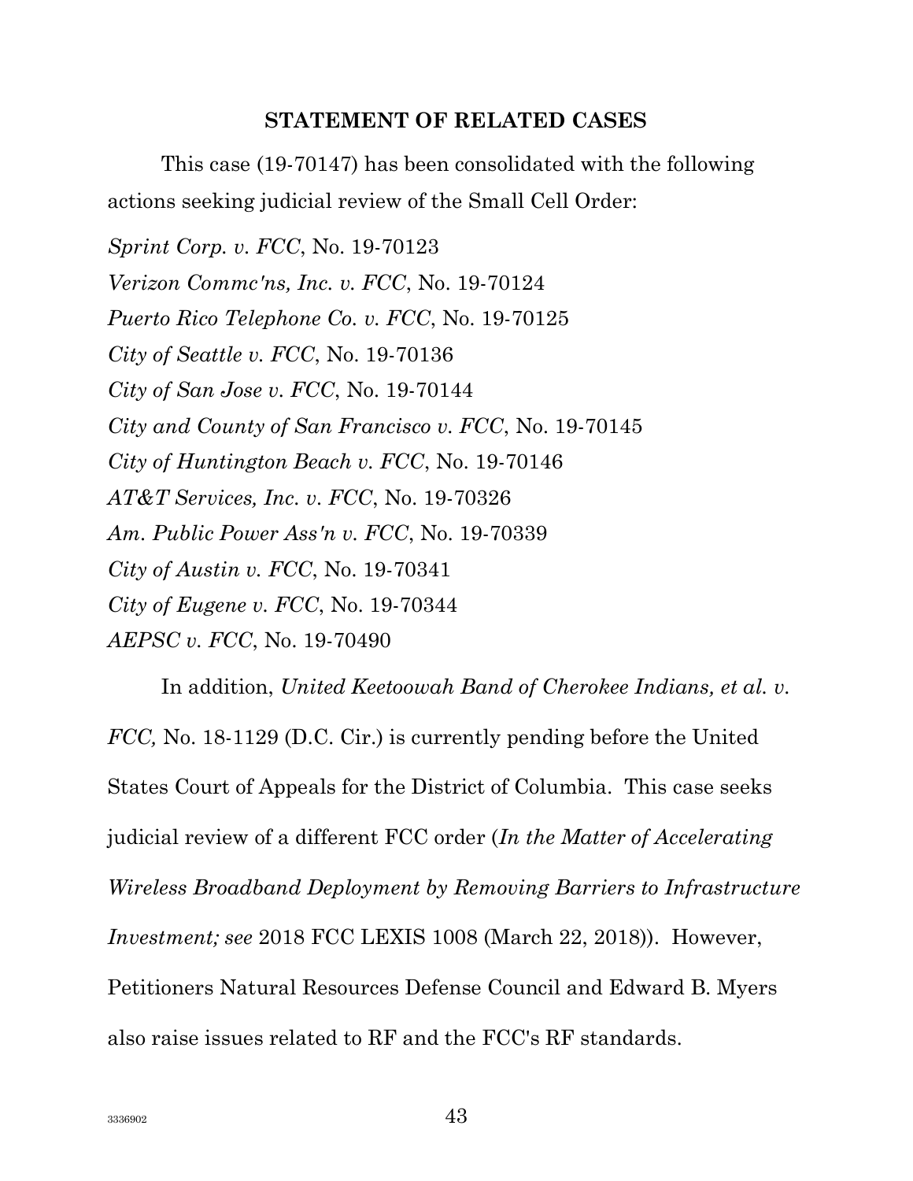## STATEMENT OF RELATED CASES

This case (19-70147) has been consolidated with the following actions seeking judicial review of the Small Cell Order:

*Sprint Corp. v. FCC*, No. 19-70123
*Verizon Commc'ns, Inc. v. FCC*, No. 19-70124
*Puerto Rico Telephone Co. v. FCC*, No. 19-70125
*City of Seattle v. FCC*, No. 19-70136
*City of San Jose v. FCC*, No. 19-70144
*City and County of San Francisco v. FCC*, No. 19-70145
*City of Huntington Beach v. FCC*, No. 19-70146
*AT&T Services, Inc. v. FCC*, No. 19-70326
*Am. Public Power Ass'n v. FCC*, No. 19-70339
*City of Austin v. FCC*, No. 19-70341
*City of Eugene v. FCC*, No. 19-70344
*AEPSC v. FCC*, No. 19-70490

In addition, *United Keetoowah Band of Cherokee Indians, et al. v. FCC,* No. 18-1129 (D.C. Cir.) is currently pending before the United States Court of Appeals for the District of Columbia. This case seeks judicial review of a different FCC order (*In the Matter of Accelerating Wireless Broadband Deployment by Removing Barriers to Infrastructure Investment; see* 2018 FCC LEXIS 1008 (March 22, 2018)). However, Petitioners Natural Resources Defense Council and Edward B. Myers also raise issues related to RF and the FCC's RF standards.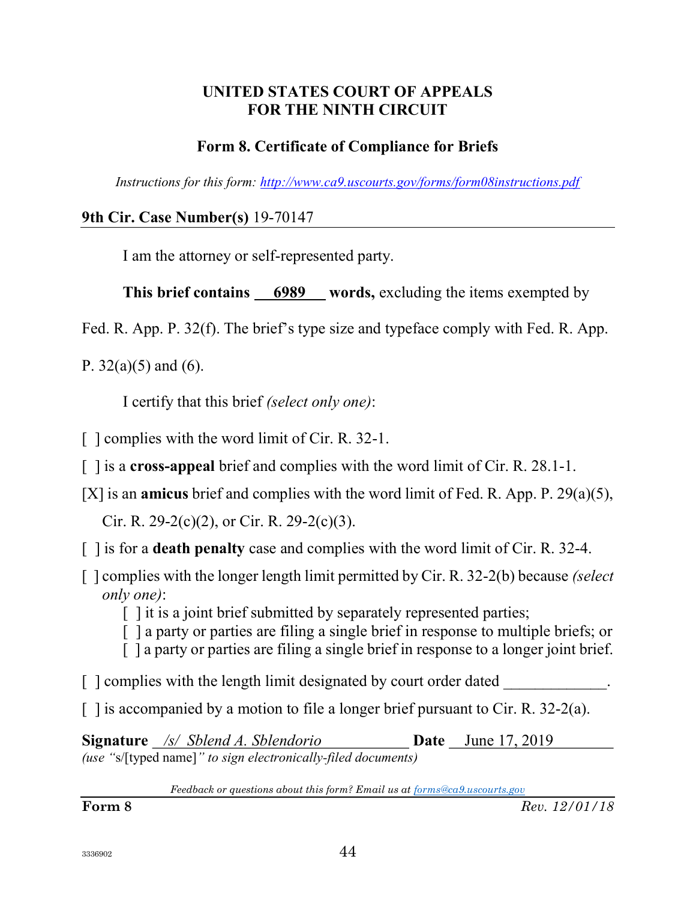**UNITED STATES COURT OF APPEALS**
**FOR THE NINTH CIRCUIT**

## Form 8. Certificate of Compliance for Briefs

*Instructions for this form: http://www.ca9.uscourts.gov/forms/form08instructions.pdf*

**9th Cir. Case Number(s)** 19-70147

I am the attorney or self-represented party.

**This brief contains** 6989 **words,** excluding the items exempted by Fed. R. App. P. 32(f). The brief's type size and typeface comply with Fed. R. App. P. 32(a)(5) and (6).

I certify that this brief *(select only one)*:

[ ] complies with the word limit of Cir. R. 32-1.

[ ] is a **cross-appeal** brief and complies with the word limit of Cir. R. 28.1-1.

[X] is an **amicus** brief and complies with the word limit of Fed. R. App. P. 29(a)(5), Cir. R. 29-2(c)(2), or Cir. R. 29-2(c)(3).

[ ] is for a **death penalty** case and complies with the word limit of Cir. R. 32-4.

[ ] complies with the longer length limit permitted by Cir. R. 32-2(b) because *(select only one)*:

- [ ] it is a joint brief submitted by separately represented parties;
- [ ] a party or parties are filing a single brief in response to multiple briefs; or
- [ ] a party or parties are filing a single brief in response to a longer joint brief.

[ ] complies with the length limit designated by court order dated _____________.

[ ] is accompanied by a motion to file a longer brief pursuant to Cir. R. 32-2(a).

**Signature** */s/ Sblend A. Sblendorio* **Date** June 17, 2019

*(use "*s/[typed name]*" to sign electronically-filed documents)*

*Feedback or questions about this form? Email us at forms@ca9.uscourts.gov*

**Form 8** *Rev. 12/01/18*

3336902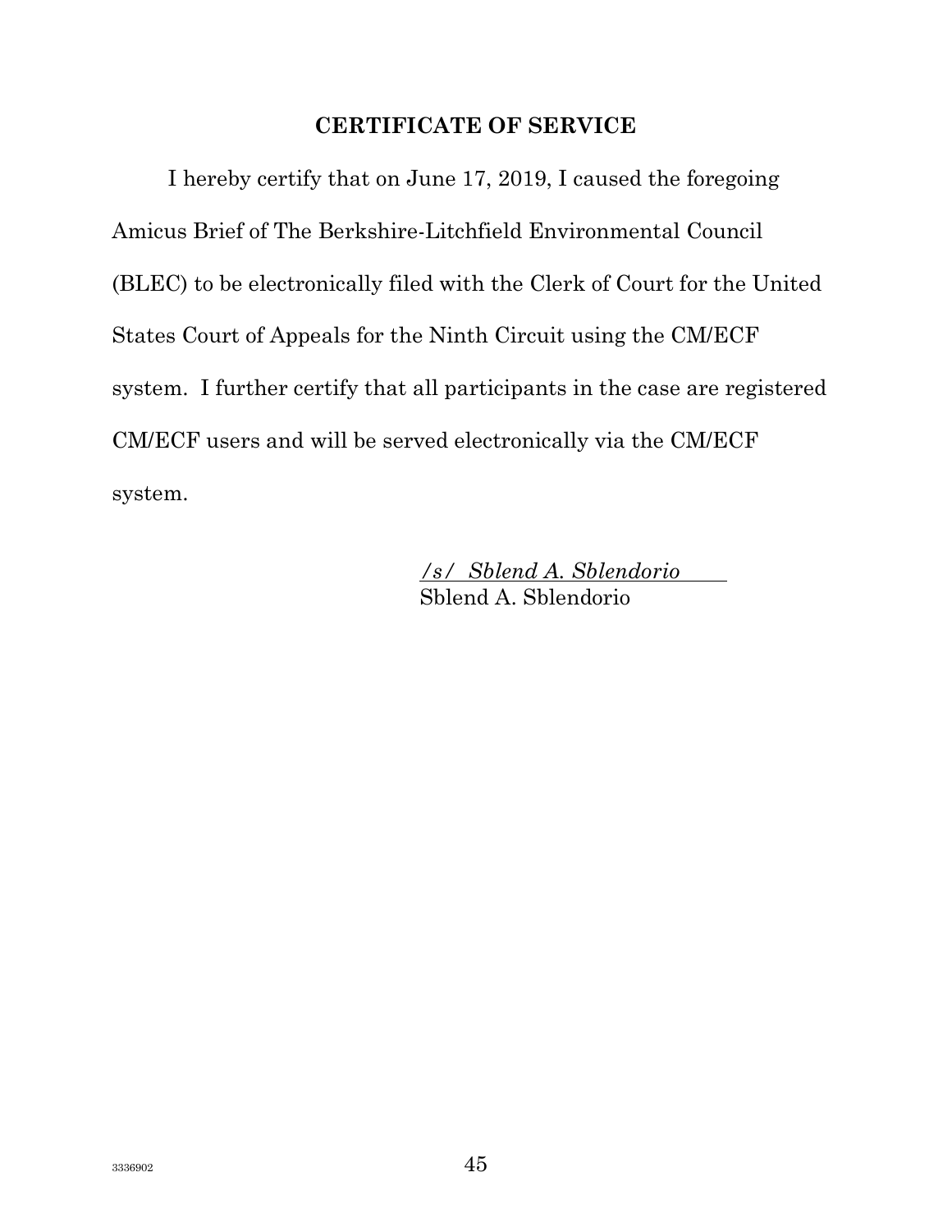## CERTIFICATE OF SERVICE

I hereby certify that on June 17, 2019, I caused the foregoing Amicus Brief of The Berkshire-Litchfield Environmental Council (BLEC) to be electronically filed with the Clerk of Court for the United States Court of Appeals for the Ninth Circuit using the CM/ECF system. I further certify that all participants in the case are registered CM/ECF users and will be served electronically via the CM/ECF system.

*/s/ Sblend A. Sblendorio*
Sblend A. Sblendorio

3336902